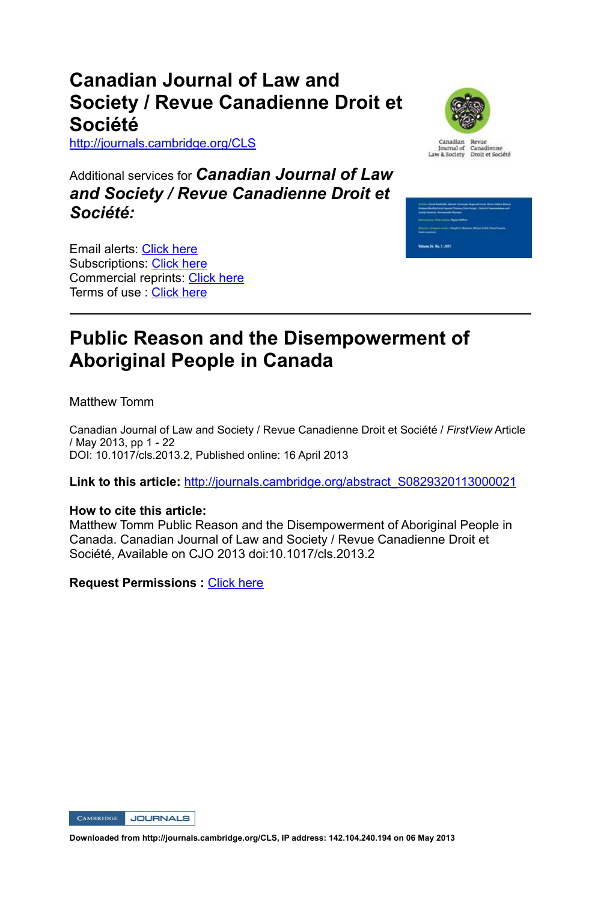# Canadian Journal of Law and Society / Revue Canadienne Droit et Société

http://journals.cambridge.org/CLS

Additional services for ***Canadian Journal of Law and Society / Revue Canadienne Droit et Société:***

Email alerts: Click here
Subscriptions: Click here
Commercial reprints: Click here
Terms of use : Click here

---

## Public Reason and the Disempowerment of Aboriginal People in Canada

Matthew Tomm

Canadian Journal of Law and Society / Revue Canadienne Droit et Société / *FirstView* Article / May 2013, pp 1 - 22
DOI: 10.1017/cls.2013.2, Published online: 16 April 2013

**Link to this article:** http://journals.cambridge.org/abstract_S0829320113000021

**How to cite this article:**
Matthew Tomm Public Reason and the Disempowerment of Aboriginal People in Canada. Canadian Journal of Law and Society / Revue Canadienne Droit et Société, Available on CJO 2013 doi:10.1017/cls.2013.2

**Request Permissions :** Click here

**Downloaded from http://journals.cambridge.org/CLS, IP address: 142.104.240.194 on 06 May 2013**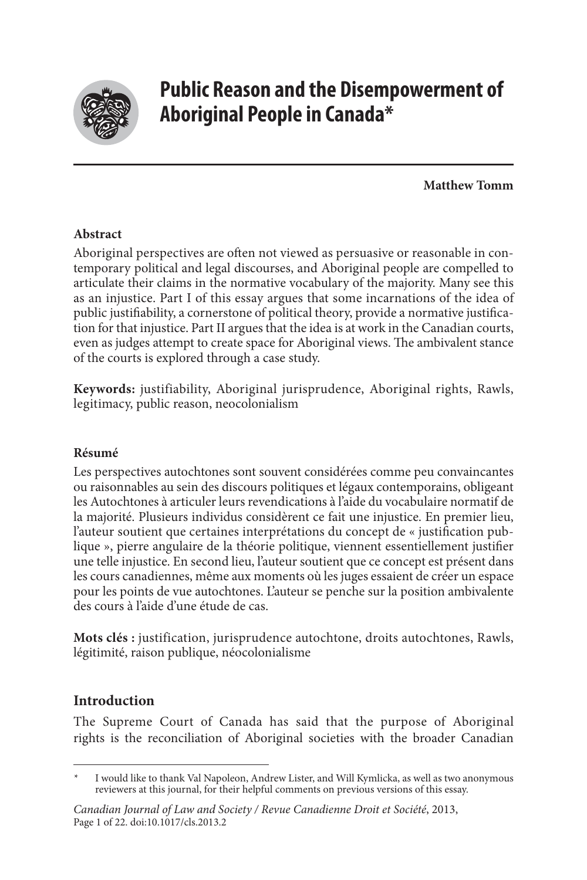# Public Reason and the Disempowerment of Aboriginal People in Canada*

**Matthew Tomm**

## Abstract

Aboriginal perspectives are often not viewed as persuasive or reasonable in contemporary political and legal discourses, and Aboriginal people are compelled to articulate their claims in the normative vocabulary of the majority. Many see this as an injustice. Part I of this essay argues that some incarnations of the idea of public justifiability, a cornerstone of political theory, provide a normative justification for that injustice. Part II argues that the idea is at work in the Canadian courts, even as judges attempt to create space for Aboriginal views. The ambivalent stance of the courts is explored through a case study.

**Keywords:** justifiability, Aboriginal jurisprudence, Aboriginal rights, Rawls, legitimacy, public reason, neocolonialism

## Résumé

Les perspectives autochtones sont souvent considérées comme peu convaincantes ou raisonnables au sein des discours politiques et légaux contemporains, obligeant les Autochtones à articuler leurs revendications à l'aide du vocabulaire normatif de la majorité. Plusieurs individus considèrent ce fait une injustice. En premier lieu, l'auteur soutient que certaines interprétations du concept de « justification publique », pierre angulaire de la théorie politique, viennent essentiellement justifier une telle injustice. En second lieu, l'auteur soutient que ce concept est présent dans les cours canadiennes, même aux moments où les juges essaient de créer un espace pour les points de vue autochtones. L'auteur se penche sur la position ambivalente des cours à l'aide d'une étude de cas.

**Mots clés :** justification, jurisprudence autochtone, droits autochtones, Rawls, légitimité, raison publique, néocolonialisme

## Introduction

The Supreme Court of Canada has said that the purpose of Aboriginal rights is the reconciliation of Aboriginal societies with the broader Canadian

---

\* I would like to thank Val Napoleon, Andrew Lister, and Will Kymlicka, as well as two anonymous reviewers at this journal, for their helpful comments on previous versions of this essay.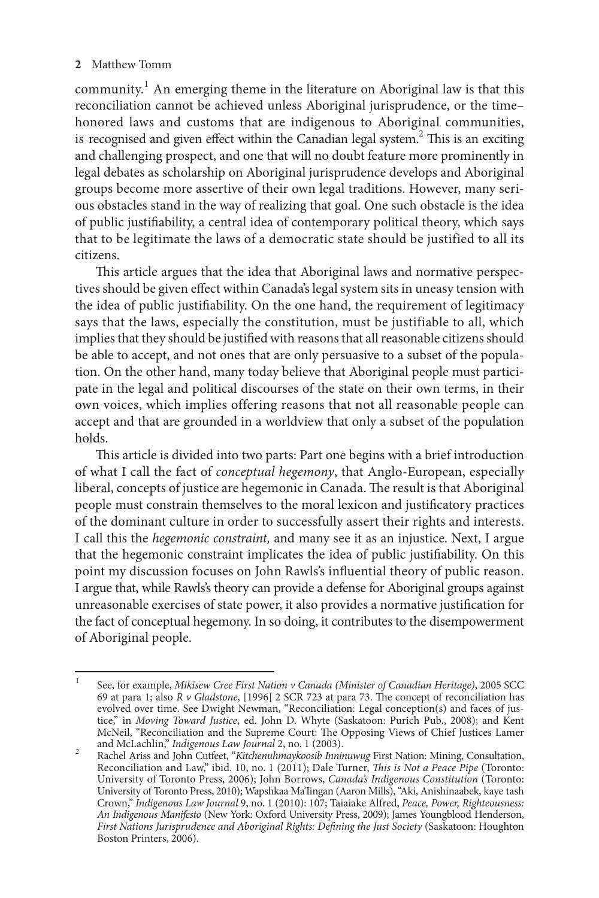community.[1] An emerging theme in the literature on Aboriginal law is that this reconciliation cannot be achieved unless Aboriginal jurisprudence, or the time–honored laws and customs that are indigenous to Aboriginal communities, is recognised and given effect within the Canadian legal system.[2] This is an exciting and challenging prospect, and one that will no doubt feature more prominently in legal debates as scholarship on Aboriginal jurisprudence develops and Aboriginal groups become more assertive of their own legal traditions. However, many serious obstacles stand in the way of realizing that goal. One such obstacle is the idea of public justifiability, a central idea of contemporary political theory, which says that to be legitimate the laws of a democratic state should be justified to all its citizens.

This article argues that the idea that Aboriginal laws and normative perspectives should be given effect within Canada's legal system sits in uneasy tension with the idea of public justifiability. On the one hand, the requirement of legitimacy says that the laws, especially the constitution, must be justifiable to all, which implies that they should be justified with reasons that all reasonable citizens should be able to accept, and not ones that are only persuasive to a subset of the population. On the other hand, many today believe that Aboriginal people must participate in the legal and political discourses of the state on their own terms, in their own voices, which implies offering reasons that not all reasonable people can accept and that are grounded in a worldview that only a subset of the population holds.

This article is divided into two parts: Part one begins with a brief introduction of what I call the fact of *conceptual hegemony*, that Anglo-European, especially liberal, concepts of justice are hegemonic in Canada. The result is that Aboriginal people must constrain themselves to the moral lexicon and justificatory practices of the dominant culture in order to successfully assert their rights and interests. I call this the *hegemonic constraint,* and many see it as an injustice. Next, I argue that the hegemonic constraint implicates the idea of public justifiability. On this point my discussion focuses on John Rawls's influential theory of public reason. I argue that, while Rawls's theory can provide a defense for Aboriginal groups against unreasonable exercises of state power, it also provides a normative justification for the fact of conceptual hegemony. In so doing, it contributes to the disempowerment of Aboriginal people.

---

[1] See, for example, *Mikisew Cree First Nation v Canada (Minister of Canadian Heritage)*, 2005 SCC 69 at para 1; also *R v Gladstone*, [1996] 2 SCR 723 at para 73. The concept of reconciliation has evolved over time. See Dwight Newman, "Reconciliation: Legal conception(s) and faces of justice," in *Moving Toward Justice*, ed. John D. Whyte (Saskatoon: Purich Pub., 2008); and Kent McNeil, "Reconciliation and the Supreme Court: The Opposing Views of Chief Justices Lamer and McLachlin," *Indigenous Law Journal* 2, no. 1 (2003).

[2] Rachel Ariss and John Cutfeet, "*Kitchenuhmaykoosib Inninuwug* First Nation: Mining, Consultation, Reconciliation and Law," ibid. 10, no. 1 (2011); Dale Turner, *This is Not a Peace Pipe* (Toronto: University of Toronto Press, 2006); John Borrows, *Canada's Indigenous Constitution* (Toronto: University of Toronto Press, 2010); Wapshkaa Ma'Iingan (Aaron Mills), "Aki, Anishinaabek, kaye tash Crown," *Indigenous Law Journal* 9, no. 1 (2010): 107; Taiaiake Alfred, *Peace, Power, Righteousness: An Indigenous Manifesto* (New York: Oxford University Press, 2009); James Youngblood Henderson, *First Nations Jurisprudence and Aboriginal Rights: Defining the Just Society* (Saskatoon: Houghton Boston Printers, 2006).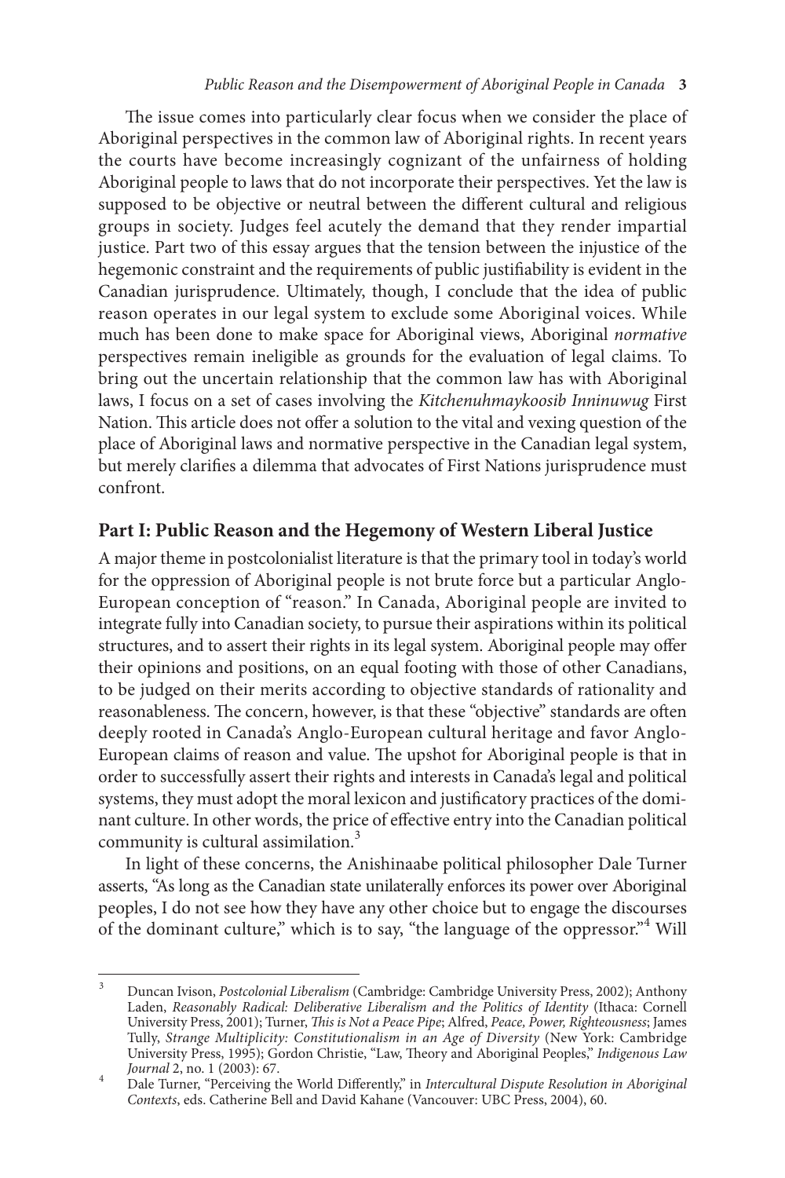The issue comes into particularly clear focus when we consider the place of Aboriginal perspectives in the common law of Aboriginal rights. In recent years the courts have become increasingly cognizant of the unfairness of holding Aboriginal people to laws that do not incorporate their perspectives. Yet the law is supposed to be objective or neutral between the different cultural and religious groups in society. Judges feel acutely the demand that they render impartial justice. Part two of this essay argues that the tension between the injustice of the hegemonic constraint and the requirements of public justifiability is evident in the Canadian jurisprudence. Ultimately, though, I conclude that the idea of public reason operates in our legal system to exclude some Aboriginal voices. While much has been done to make space for Aboriginal views, Aboriginal *normative* perspectives remain ineligible as grounds for the evaluation of legal claims. To bring out the uncertain relationship that the common law has with Aboriginal laws, I focus on a set of cases involving the *Kitchenuhmaykoosib Inninuwug* First Nation. This article does not offer a solution to the vital and vexing question of the place of Aboriginal laws and normative perspective in the Canadian legal system, but merely clarifies a dilemma that advocates of First Nations jurisprudence must confront.

## Part I: Public Reason and the Hegemony of Western Liberal Justice

A major theme in postcolonialist literature is that the primary tool in today's world for the oppression of Aboriginal people is not brute force but a particular Anglo-European conception of "reason." In Canada, Aboriginal people are invited to integrate fully into Canadian society, to pursue their aspirations within its political structures, and to assert their rights in its legal system. Aboriginal people may offer their opinions and positions, on an equal footing with those of other Canadians, to be judged on their merits according to objective standards of rationality and reasonableness. The concern, however, is that these "objective" standards are often deeply rooted in Canada's Anglo-European cultural heritage and favor Anglo-European claims of reason and value. The upshot for Aboriginal people is that in order to successfully assert their rights and interests in Canada's legal and political systems, they must adopt the moral lexicon and justificatory practices of the dominant culture. In other words, the price of effective entry into the Canadian political community is cultural assimilation.[3]

In light of these concerns, the Anishinaabe political philosopher Dale Turner asserts, "As long as the Canadian state unilaterally enforces its power over Aboriginal peoples, I do not see how they have any other choice but to engage the discourses of the dominant culture," which is to say, "the language of the oppressor."[4] Will

---

[3] Duncan Ivison, *Postcolonial Liberalism* (Cambridge: Cambridge University Press, 2002); Anthony Laden, *Reasonably Radical: Deliberative Liberalism and the Politics of Identity* (Ithaca: Cornell University Press, 2001); Turner, *This is Not a Peace Pipe*; Alfred, *Peace, Power, Righteousness*; James Tully, *Strange Multiplicity: Constitutionalism in an Age of Diversity* (New York: Cambridge University Press, 1995); Gordon Christie, "Law, Theory and Aboriginal Peoples," *Indigenous Law Journal* 2, no. 1 (2003): 67.

[4] Dale Turner, "Perceiving the World Differently," in *Intercultural Dispute Resolution in Aboriginal Contexts*, eds. Catherine Bell and David Kahane (Vancouver: UBC Press, 2004), 60.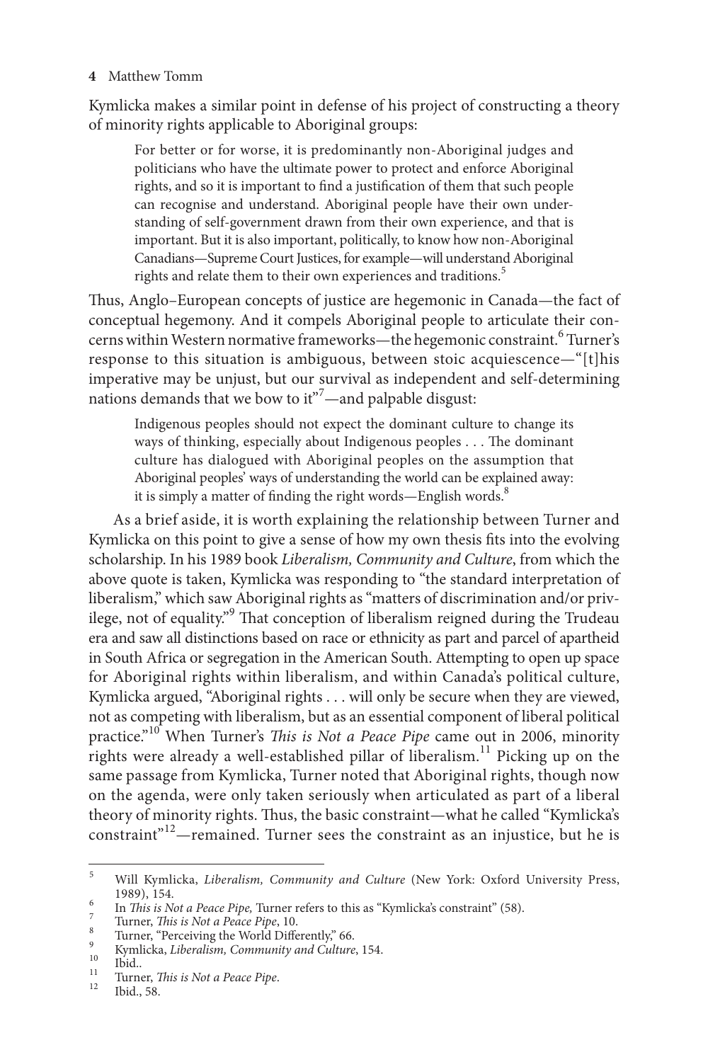Kymlicka makes a similar point in defense of his project of constructing a theory of minority rights applicable to Aboriginal groups:

> For better or for worse, it is predominantly non-Aboriginal judges and politicians who have the ultimate power to protect and enforce Aboriginal rights, and so it is important to find a justification of them that such people can recognise and understand. Aboriginal people have their own understanding of self-government drawn from their own experience, and that is important. But it is also important, politically, to know how non-Aboriginal Canadians—Supreme Court Justices, for example—will understand Aboriginal rights and relate them to their own experiences and traditions.[5]

Thus, Anglo–European concepts of justice are hegemonic in Canada—the fact of conceptual hegemony. And it compels Aboriginal people to articulate their concerns within Western normative frameworks—the hegemonic constraint.[6] Turner's response to this situation is ambiguous, between stoic acquiescence—"[t]his imperative may be unjust, but our survival as independent and self-determining nations demands that we bow to it"[7]—and palpable disgust:

> Indigenous peoples should not expect the dominant culture to change its ways of thinking, especially about Indigenous peoples . . . The dominant culture has dialogued with Aboriginal peoples on the assumption that Aboriginal peoples' ways of understanding the world can be explained away: it is simply a matter of finding the right words—English words.[8]

As a brief aside, it is worth explaining the relationship between Turner and Kymlicka on this point to give a sense of how my own thesis fits into the evolving scholarship. In his 1989 book *Liberalism, Community and Culture*, from which the above quote is taken, Kymlicka was responding to "the standard interpretation of liberalism," which saw Aboriginal rights as "matters of discrimination and/or privilege, not of equality."[9] That conception of liberalism reigned during the Trudeau era and saw all distinctions based on race or ethnicity as part and parcel of apartheid in South Africa or segregation in the American South. Attempting to open up space for Aboriginal rights within liberalism, and within Canada's political culture, Kymlicka argued, "Aboriginal rights . . . will only be secure when they are viewed, not as competing with liberalism, but as an essential component of liberal political practice."[10] When Turner's *This is Not a Peace Pipe* came out in 2006, minority rights were already a well-established pillar of liberalism.[11] Picking up on the same passage from Kymlicka, Turner noted that Aboriginal rights, though now on the agenda, were only taken seriously when articulated as part of a liberal theory of minority rights. Thus, the basic constraint—what he called "Kymlicka's constraint"[12]—remained. Turner sees the constraint as an injustice, but he is

---

5 Will Kymlicka, *Liberalism, Community and Culture* (New York: Oxford University Press, 1989), 154.

6 In *This is Not a Peace Pipe*, Turner refers to this as "Kymlicka's constraint" (58).

7 Turner, *This is Not a Peace Pipe*, 10.

8 Turner, "Perceiving the World Differently," 66.

9 Kymlicka, *Liberalism, Community and Culture*, 154.

10 Ibid..

11 Turner, *This is Not a Peace Pipe*.

12 Ibid., 58.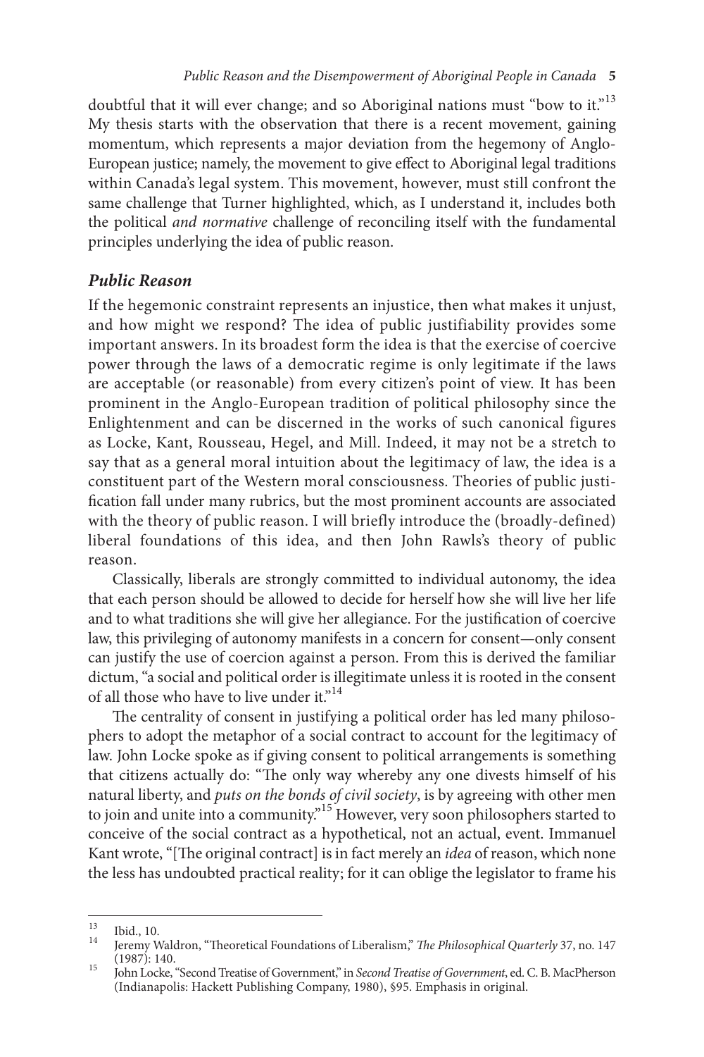doubtful that it will ever change; and so Aboriginal nations must "bow to it."[13] My thesis starts with the observation that there is a recent movement, gaining momentum, which represents a major deviation from the hegemony of Anglo-European justice; namely, the movement to give effect to Aboriginal legal traditions within Canada's legal system. This movement, however, must still confront the same challenge that Turner highlighted, which, as I understand it, includes both the political *and normative* challenge of reconciling itself with the fundamental principles underlying the idea of public reason.

### *Public Reason*

If the hegemonic constraint represents an injustice, then what makes it unjust, and how might we respond? The idea of public justifiability provides some important answers. In its broadest form the idea is that the exercise of coercive power through the laws of a democratic regime is only legitimate if the laws are acceptable (or reasonable) from every citizen's point of view. It has been prominent in the Anglo-European tradition of political philosophy since the Enlightenment and can be discerned in the works of such canonical figures as Locke, Kant, Rousseau, Hegel, and Mill. Indeed, it may not be a stretch to say that as a general moral intuition about the legitimacy of law, the idea is a constituent part of the Western moral consciousness. Theories of public justification fall under many rubrics, but the most prominent accounts are associated with the theory of public reason. I will briefly introduce the (broadly-defined) liberal foundations of this idea, and then John Rawls's theory of public reason.

Classically, liberals are strongly committed to individual autonomy, the idea that each person should be allowed to decide for herself how she will live her life and to what traditions she will give her allegiance. For the justification of coercive law, this privileging of autonomy manifests in a concern for consent—only consent can justify the use of coercion against a person. From this is derived the familiar dictum, "a social and political order is illegitimate unless it is rooted in the consent of all those who have to live under it."[14]

The centrality of consent in justifying a political order has led many philosophers to adopt the metaphor of a social contract to account for the legitimacy of law. John Locke spoke as if giving consent to political arrangements is something that citizens actually do: "The only way whereby any one divests himself of his natural liberty, and *puts on the bonds of civil society*, is by agreeing with other men to join and unite into a community."[15] However, very soon philosophers started to conceive of the social contract as a hypothetical, not an actual, event. Immanuel Kant wrote, "[The original contract] is in fact merely an *idea* of reason, which none the less has undoubted practical reality; for it can oblige the legislator to frame his

---

[13] Ibid., 10.

[14] Jeremy Waldron, "Theoretical Foundations of Liberalism," *The Philosophical Quarterly* 37, no. 147 (1987): 140.

[15] John Locke, "Second Treatise of Government," in *Second Treatise of Government*, ed. C. B. MacPherson (Indianapolis: Hackett Publishing Company, 1980), §95. Emphasis in original.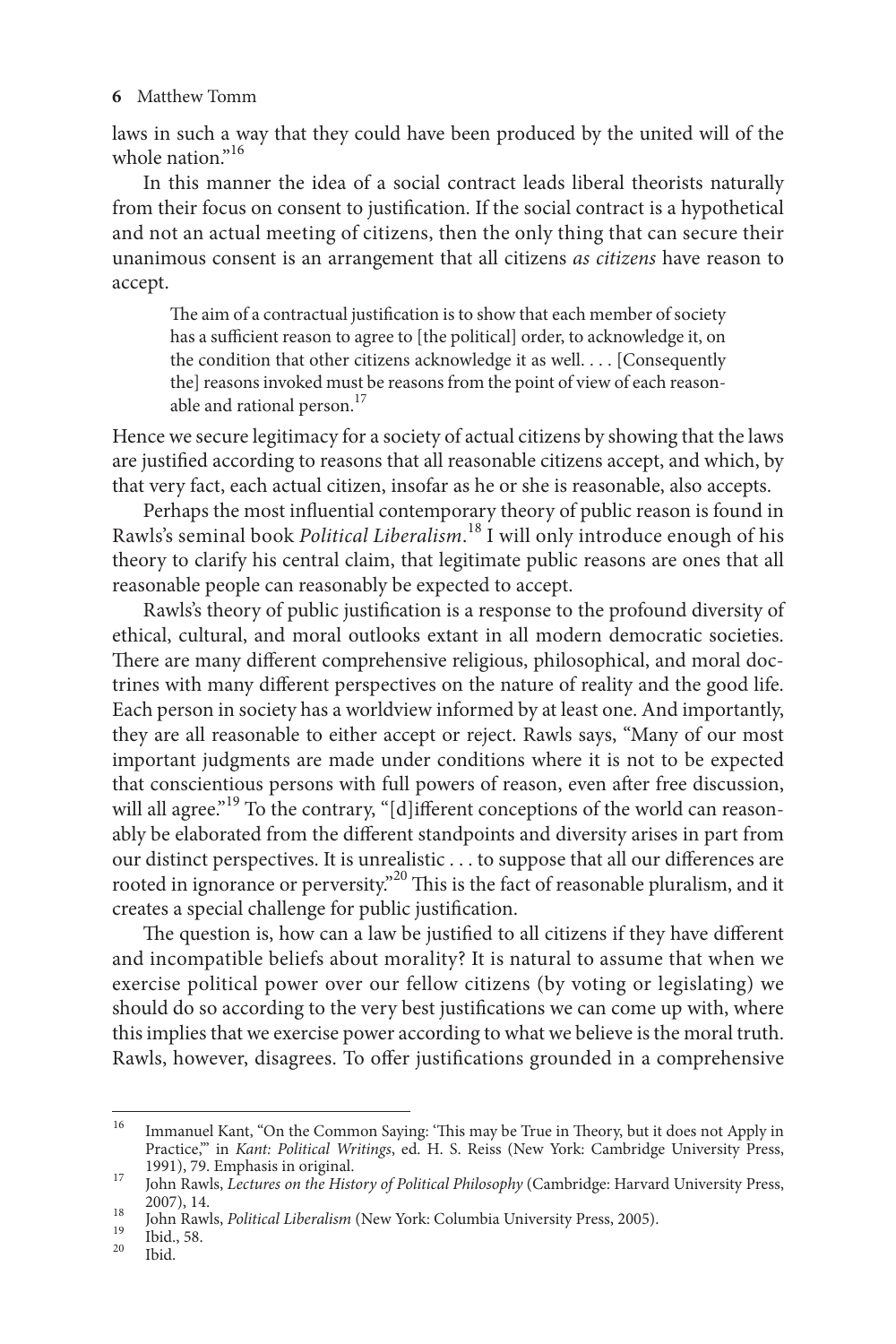laws in such a way that they could have been produced by the united will of the whole nation."[16]

In this manner the idea of a social contract leads liberal theorists naturally from their focus on consent to justification. If the social contract is a hypothetical and not an actual meeting of citizens, then the only thing that can secure their unanimous consent is an arrangement that all citizens *as citizens* have reason to accept.

> The aim of a contractual justification is to show that each member of society has a sufficient reason to agree to [the political] order, to acknowledge it, on the condition that other citizens acknowledge it as well. . . . [Consequently the] reasons invoked must be reasons from the point of view of each reasonable and rational person.[17]

Hence we secure legitimacy for a society of actual citizens by showing that the laws are justified according to reasons that all reasonable citizens accept, and which, by that very fact, each actual citizen, insofar as he or she is reasonable, also accepts.

Perhaps the most influential contemporary theory of public reason is found in Rawls's seminal book *Political Liberalism*.[18] I will only introduce enough of his theory to clarify his central claim, that legitimate public reasons are ones that all reasonable people can reasonably be expected to accept.

Rawls's theory of public justification is a response to the profound diversity of ethical, cultural, and moral outlooks extant in all modern democratic societies. There are many different comprehensive religious, philosophical, and moral doctrines with many different perspectives on the nature of reality and the good life. Each person in society has a worldview informed by at least one. And importantly, they are all reasonable to either accept or reject. Rawls says, "Many of our most important judgments are made under conditions where it is not to be expected that conscientious persons with full powers of reason, even after free discussion, will all agree."[19] To the contrary, "[d]ifferent conceptions of the world can reasonably be elaborated from the different standpoints and diversity arises in part from our distinct perspectives. It is unrealistic . . . to suppose that all our differences are rooted in ignorance or perversity."[20] This is the fact of reasonable pluralism, and it creates a special challenge for public justification.

The question is, how can a law be justified to all citizens if they have different and incompatible beliefs about morality? It is natural to assume that when we exercise political power over our fellow citizens (by voting or legislating) we should do so according to the very best justifications we can come up with, where this implies that we exercise power according to what we believe is the moral truth. Rawls, however, disagrees. To offer justifications grounded in a comprehensive

---

[16] Immanuel Kant, "On the Common Saying: 'This may be True in Theory, but it does not Apply in Practice,'" in *Kant: Political Writings*, ed. H. S. Reiss (New York: Cambridge University Press, 1991), 79. Emphasis in original.

[17] John Rawls, *Lectures on the History of Political Philosophy* (Cambridge: Harvard University Press, 2007), 14.

[18] John Rawls, *Political Liberalism* (New York: Columbia University Press, 2005).

[19] Ibid., 58.

[20] Ibid.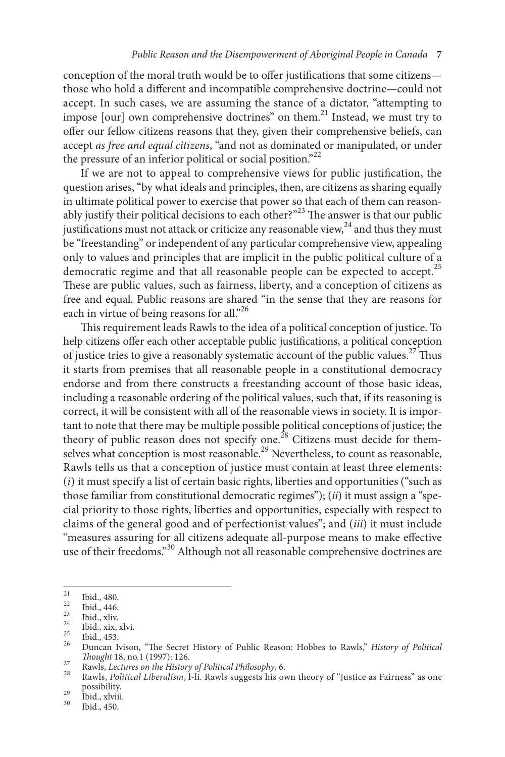conception of the moral truth would be to offer justifications that some citizens—those who hold a different and incompatible comprehensive doctrine—could not accept. In such cases, we are assuming the stance of a dictator, "attempting to impose [our] own comprehensive doctrines" on them.[21] Instead, we must try to offer our fellow citizens reasons that they, given their comprehensive beliefs, can accept *as free and equal citizens*, "and not as dominated or manipulated, or under the pressure of an inferior political or social position."[22]

If we are not to appeal to comprehensive views for public justification, the question arises, "by what ideals and principles, then, are citizens as sharing equally in ultimate political power to exercise that power so that each of them can reasonably justify their political decisions to each other?"[23] The answer is that our public justifications must not attack or criticize any reasonable view,[24] and thus they must be "freestanding" or independent of any particular comprehensive view, appealing only to values and principles that are implicit in the public political culture of a democratic regime and that all reasonable people can be expected to accept.[25] These are public values, such as fairness, liberty, and a conception of citizens as free and equal. Public reasons are shared "in the sense that they are reasons for each in virtue of being reasons for all."[26]

This requirement leads Rawls to the idea of a political conception of justice. To help citizens offer each other acceptable public justifications, a political conception of justice tries to give a reasonably systematic account of the public values.[27] Thus it starts from premises that all reasonable people in a constitutional democracy endorse and from there constructs a freestanding account of those basic ideas, including a reasonable ordering of the political values, such that, if its reasoning is correct, it will be consistent with all of the reasonable views in society. It is important to note that there may be multiple possible political conceptions of justice; the theory of public reason does not specify one.[28] Citizens must decide for themselves what conception is most reasonable.[29] Nevertheless, to count as reasonable, Rawls tells us that a conception of justice must contain at least three elements: (*i*) it must specify a list of certain basic rights, liberties and opportunities ("such as those familiar from constitutional democratic regimes"); (*ii*) it must assign a "special priority to those rights, liberties and opportunities, especially with respect to claims of the general good and of perfectionist values"; and (*iii*) it must include "measures assuring for all citizens adequate all-purpose means to make effective use of their freedoms."[30] Although not all reasonable comprehensive doctrines are

---

[21] Ibid., 480.

[22] Ibid., 446.

[23] Ibid., xliv.

[24] Ibid., xix, xlvi.

[25] Ibid., 453.

[26] Duncan Ivison, "The Secret History of Public Reason: Hobbes to Rawls," *History of Political Thought* 18, no.1 (1997): 126.

[27] Rawls, *Lectures on the History of Political Philosophy*, 6.

[28] Rawls, *Political Liberalism*, l-li. Rawls suggests his own theory of "Justice as Fairness" as one possibility.

[29] Ibid., xlviii.

[30] Ibid., 450.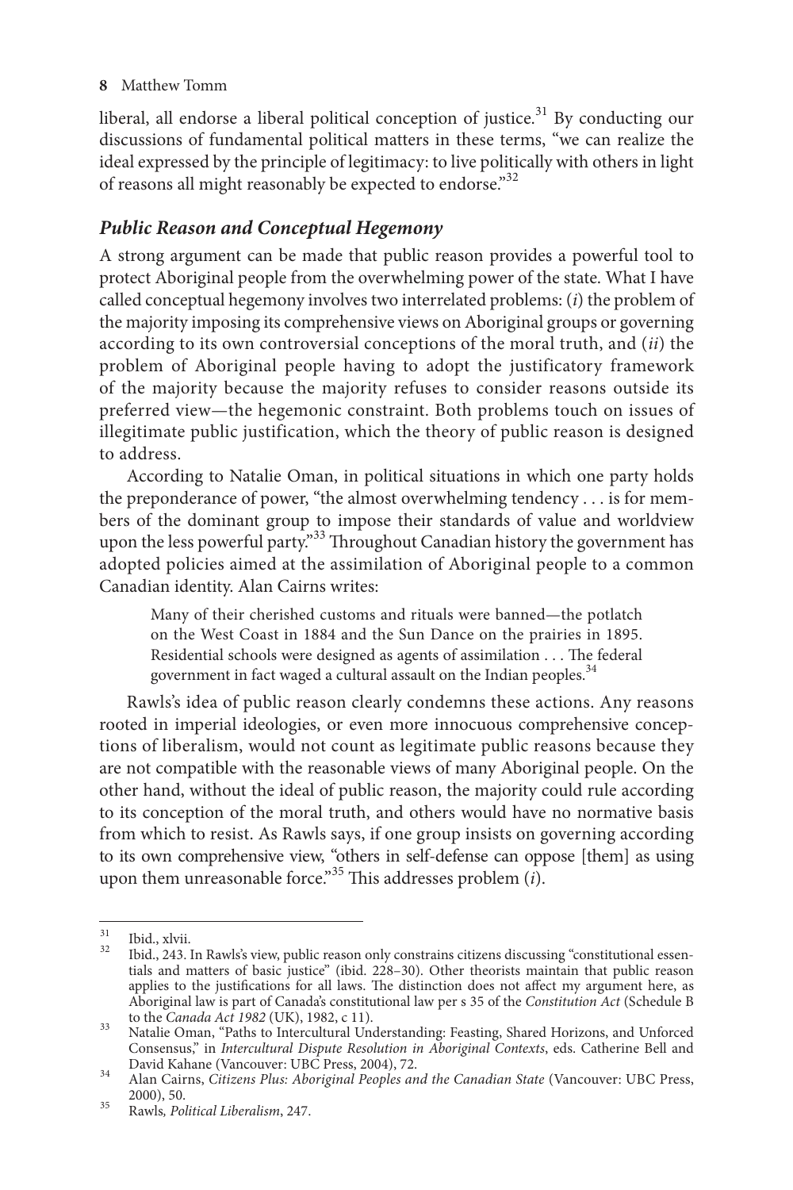liberal, all endorse a liberal political conception of justice.[31] By conducting our discussions of fundamental political matters in these terms, "we can realize the ideal expressed by the principle of legitimacy: to live politically with others in light of reasons all might reasonably be expected to endorse."[32]

### *Public Reason and Conceptual Hegemony*

A strong argument can be made that public reason provides a powerful tool to protect Aboriginal people from the overwhelming power of the state. What I have called conceptual hegemony involves two interrelated problems: (*i*) the problem of the majority imposing its comprehensive views on Aboriginal groups or governing according to its own controversial conceptions of the moral truth, and (*ii*) the problem of Aboriginal people having to adopt the justificatory framework of the majority because the majority refuses to consider reasons outside its preferred view—the hegemonic constraint. Both problems touch on issues of illegitimate public justification, which the theory of public reason is designed to address.

According to Natalie Oman, in political situations in which one party holds the preponderance of power, "the almost overwhelming tendency . . . is for members of the dominant group to impose their standards of value and worldview upon the less powerful party."[33] Throughout Canadian history the government has adopted policies aimed at the assimilation of Aboriginal people to a common Canadian identity. Alan Cairns writes:

> Many of their cherished customs and rituals were banned—the potlatch on the West Coast in 1884 and the Sun Dance on the prairies in 1895. Residential schools were designed as agents of assimilation . . . The federal government in fact waged a cultural assault on the Indian peoples.[34]

Rawls's idea of public reason clearly condemns these actions. Any reasons rooted in imperial ideologies, or even more innocuous comprehensive conceptions of liberalism, would not count as legitimate public reasons because they are not compatible with the reasonable views of many Aboriginal people. On the other hand, without the ideal of public reason, the majority could rule according to its conception of the moral truth, and others would have no normative basis from which to resist. As Rawls says, if one group insists on governing according to its own comprehensive view, "others in self-defense can oppose [them] as using upon them unreasonable force."[35] This addresses problem (*i*).

---

[31] Ibid., xlvii.

[32] Ibid., 243. In Rawls's view, public reason only constrains citizens discussing "constitutional essentials and matters of basic justice" (ibid. 228–30). Other theorists maintain that public reason applies to the justifications for all laws. The distinction does not affect my argument here, as Aboriginal law is part of Canada's constitutional law per s 35 of the *Constitution Act* (Schedule B to the *Canada Act 1982* (UK), 1982, c 11).

[33] Natalie Oman, "Paths to Intercultural Understanding: Feasting, Shared Horizons, and Unforced Consensus," in *Intercultural Dispute Resolution in Aboriginal Contexts*, eds. Catherine Bell and David Kahane (Vancouver: UBC Press, 2004), 72.

[34] Alan Cairns, *Citizens Plus: Aboriginal Peoples and the Canadian State* (Vancouver: UBC Press, 2000), 50.

[35] Rawls*, Political Liberalism*, 247.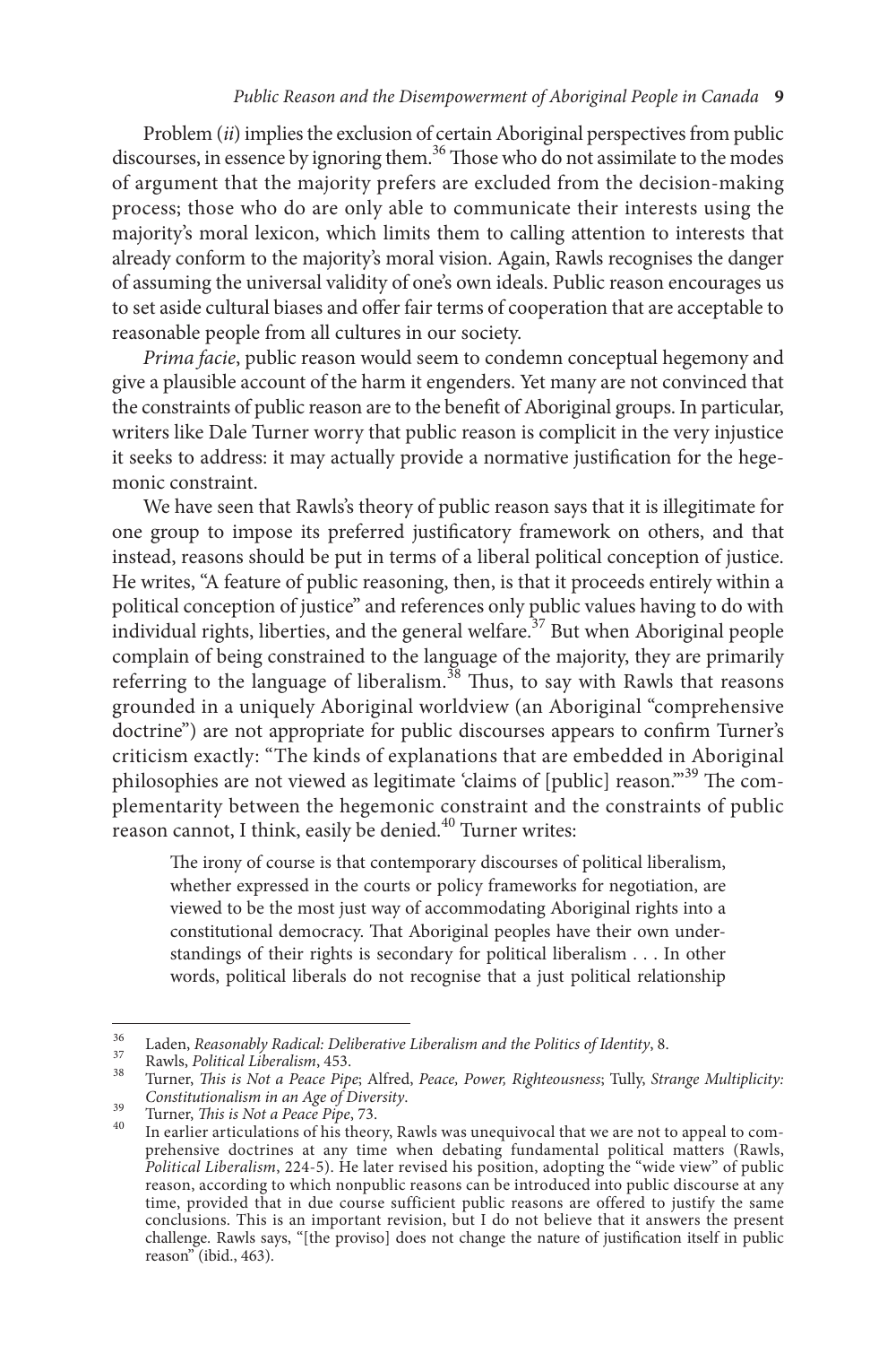Problem (*ii*) implies the exclusion of certain Aboriginal perspectives from public discourses, in essence by ignoring them.[36] Those who do not assimilate to the modes of argument that the majority prefers are excluded from the decision-making process; those who do are only able to communicate their interests using the majority's moral lexicon, which limits them to calling attention to interests that already conform to the majority's moral vision. Again, Rawls recognises the danger of assuming the universal validity of one's own ideals. Public reason encourages us to set aside cultural biases and offer fair terms of cooperation that are acceptable to reasonable people from all cultures in our society.

*Prima facie*, public reason would seem to condemn conceptual hegemony and give a plausible account of the harm it engenders. Yet many are not convinced that the constraints of public reason are to the benefit of Aboriginal groups. In particular, writers like Dale Turner worry that public reason is complicit in the very injustice it seeks to address: it may actually provide a normative justification for the hegemonic constraint.

We have seen that Rawls's theory of public reason says that it is illegitimate for one group to impose its preferred justificatory framework on others, and that instead, reasons should be put in terms of a liberal political conception of justice. He writes, "A feature of public reasoning, then, is that it proceeds entirely within a political conception of justice" and references only public values having to do with individual rights, liberties, and the general welfare.[37] But when Aboriginal people complain of being constrained to the language of the majority, they are primarily referring to the language of liberalism.[38] Thus, to say with Rawls that reasons grounded in a uniquely Aboriginal worldview (an Aboriginal "comprehensive doctrine") are not appropriate for public discourses appears to confirm Turner's criticism exactly: "The kinds of explanations that are embedded in Aboriginal philosophies are not viewed as legitimate 'claims of [public] reason.'"[39] The complementarity between the hegemonic constraint and the constraints of public reason cannot, I think, easily be denied.[40] Turner writes:

> The irony of course is that contemporary discourses of political liberalism, whether expressed in the courts or policy frameworks for negotiation, are viewed to be the most just way of accommodating Aboriginal rights into a constitutional democracy. That Aboriginal peoples have their own understandings of their rights is secondary for political liberalism . . . In other words, political liberals do not recognise that a just political relationship

---

[36] Laden, *Reasonably Radical: Deliberative Liberalism and the Politics of Identity*, 8.

[37] Rawls, *Political Liberalism*, 453.

[38] Turner, *This is Not a Peace Pipe*; Alfred, *Peace, Power, Righteousness*; Tully, *Strange Multiplicity: Constitutionalism in an Age of Diversity*.

[39] Turner, *This is Not a Peace Pipe*, 73.

[40] In earlier articulations of his theory, Rawls was unequivocal that we are not to appeal to comprehensive doctrines at any time when debating fundamental political matters (Rawls, *Political Liberalism*, 224-5). He later revised his position, adopting the "wide view" of public reason, according to which nonpublic reasons can be introduced into public discourse at any time, provided that in due course sufficient public reasons are offered to justify the same conclusions. This is an important revision, but I do not believe that it answers the present challenge. Rawls says, "[the proviso] does not change the nature of justification itself in public reason" (ibid., 463).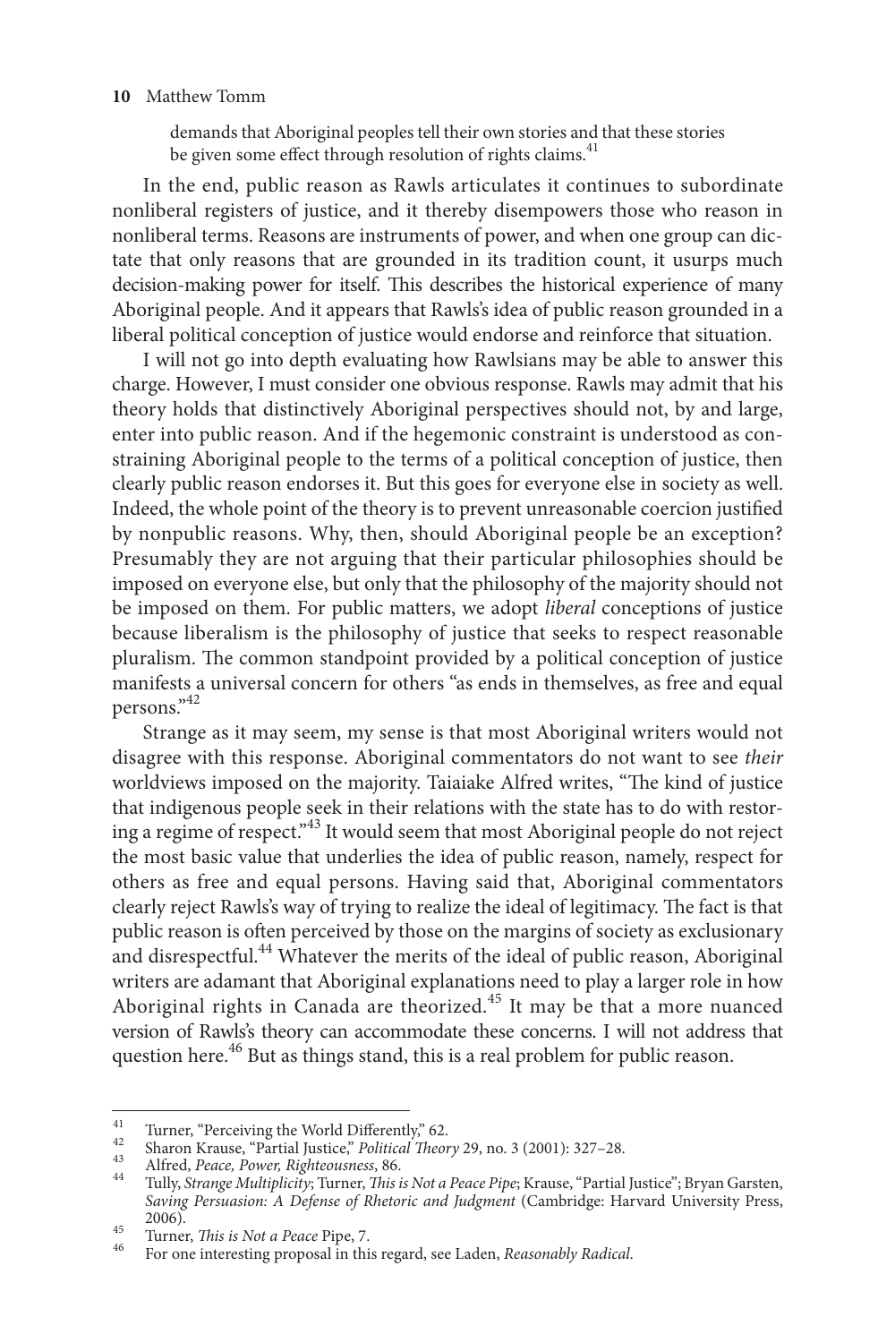demands that Aboriginal peoples tell their own stories and that these stories be given some effect through resolution of rights claims.[41]

In the end, public reason as Rawls articulates it continues to subordinate nonliberal registers of justice, and it thereby disempowers those who reason in nonliberal terms. Reasons are instruments of power, and when one group can dictate that only reasons that are grounded in its tradition count, it usurps much decision-making power for itself. This describes the historical experience of many Aboriginal people. And it appears that Rawls's idea of public reason grounded in a liberal political conception of justice would endorse and reinforce that situation.

I will not go into depth evaluating how Rawlsians may be able to answer this charge. However, I must consider one obvious response. Rawls may admit that his theory holds that distinctively Aboriginal perspectives should not, by and large, enter into public reason. And if the hegemonic constraint is understood as constraining Aboriginal people to the terms of a political conception of justice, then clearly public reason endorses it. But this goes for everyone else in society as well. Indeed, the whole point of the theory is to prevent unreasonable coercion justified by nonpublic reasons. Why, then, should Aboriginal people be an exception? Presumably they are not arguing that their particular philosophies should be imposed on everyone else, but only that the philosophy of the majority should not be imposed on them. For public matters, we adopt *liberal* conceptions of justice because liberalism is the philosophy of justice that seeks to respect reasonable pluralism. The common standpoint provided by a political conception of justice manifests a universal concern for others "as ends in themselves, as free and equal persons."[42]

Strange as it may seem, my sense is that most Aboriginal writers would not disagree with this response. Aboriginal commentators do not want to see *their* worldviews imposed on the majority. Taiaiake Alfred writes, "The kind of justice that indigenous people seek in their relations with the state has to do with restoring a regime of respect."[43] It would seem that most Aboriginal people do not reject the most basic value that underlies the idea of public reason, namely, respect for others as free and equal persons. Having said that, Aboriginal commentators clearly reject Rawls's way of trying to realize the ideal of legitimacy. The fact is that public reason is often perceived by those on the margins of society as exclusionary and disrespectful.[44] Whatever the merits of the ideal of public reason, Aboriginal writers are adamant that Aboriginal explanations need to play a larger role in how Aboriginal rights in Canada are theorized.[45] It may be that a more nuanced version of Rawls's theory can accommodate these concerns. I will not address that question here.[46] But as things stand, this is a real problem for public reason.

---

41 Turner, "Perceiving the World Differently," 62.

42 Sharon Krause, "Partial Justice," *Political Theory* 29, no. 3 (2001): 327–28.

43 Alfred, *Peace, Power, Righteousness*, 86.

44 Tully, *Strange Multiplicity*; Turner, *This is Not a Peace Pipe*; Krause, "Partial Justice"; Bryan Garsten, *Saving Persuasion: A Defense of Rhetoric and Judgment* (Cambridge: Harvard University Press, 2006).

45 Turner, *This is Not a Peace* Pipe, 7.

46 For one interesting proposal in this regard, see Laden, *Reasonably Radical*.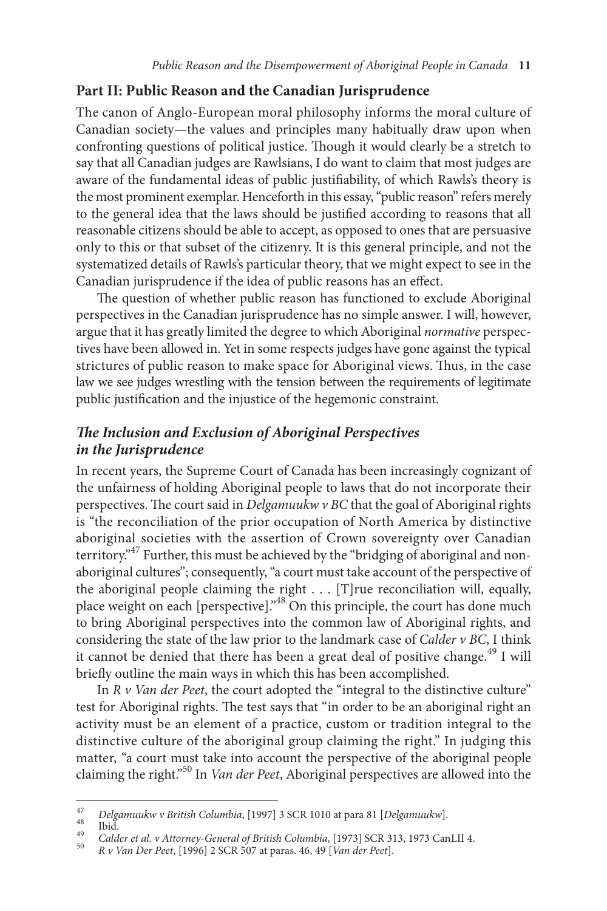## Part II: Public Reason and the Canadian Jurisprudence

The canon of Anglo-European moral philosophy informs the moral culture of Canadian society—the values and principles many habitually draw upon when confronting questions of political justice. Though it would clearly be a stretch to say that all Canadian judges are Rawlsians, I do want to claim that most judges are aware of the fundamental ideas of public justifiability, of which Rawls's theory is the most prominent exemplar. Henceforth in this essay, "public reason" refers merely to the general idea that the laws should be justified according to reasons that all reasonable citizens should be able to accept, as opposed to ones that are persuasive only to this or that subset of the citizenry. It is this general principle, and not the systematized details of Rawls's particular theory, that we might expect to see in the Canadian jurisprudence if the idea of public reasons has an effect.

The question of whether public reason has functioned to exclude Aboriginal perspectives in the Canadian jurisprudence has no simple answer. I will, however, argue that it has greatly limited the degree to which Aboriginal *normative* perspectives have been allowed in. Yet in some respects judges have gone against the typical strictures of public reason to make space for Aboriginal views. Thus, in the case law we see judges wrestling with the tension between the requirements of legitimate public justification and the injustice of the hegemonic constraint.

### *The Inclusion and Exclusion of Aboriginal Perspectives in the Jurisprudence*

In recent years, the Supreme Court of Canada has been increasingly cognizant of the unfairness of holding Aboriginal people to laws that do not incorporate their perspectives. The court said in *Delgamuukw v BC* that the goal of Aboriginal rights is "the reconciliation of the prior occupation of North America by distinctive aboriginal societies with the assertion of Crown sovereignty over Canadian territory."[47] Further, this must be achieved by the "bridging of aboriginal and non-aboriginal cultures"; consequently, "a court must take account of the perspective of the aboriginal people claiming the right . . . [T]rue reconciliation will, equally, place weight on each [perspective]."[48] On this principle, the court has done much to bring Aboriginal perspectives into the common law of Aboriginal rights, and considering the state of the law prior to the landmark case of *Calder v BC*, I think it cannot be denied that there has been a great deal of positive change.[49] I will briefly outline the main ways in which this has been accomplished.

In *R v Van der Peet*, the court adopted the "integral to the distinctive culture" test for Aboriginal rights. The test says that "in order to be an aboriginal right an activity must be an element of a practice, custom or tradition integral to the distinctive culture of the aboriginal group claiming the right." In judging this matter, "a court must take into account the perspective of the aboriginal people claiming the right."[50] In *Van der Peet*, Aboriginal perspectives are allowed into the

---

47 *Delgamuukw v British Columbia*, [1997] 3 SCR 1010 at para 81 [*Delgamuukw*].

48 Ibid.

49 *Calder et al. v Attorney-General of British Columbia*, [1973] SCR 313, 1973 CanLII 4.

50 *R v Van Der Peet*, [1996] 2 SCR 507 at paras. 46, 49 [*Van der Peet*].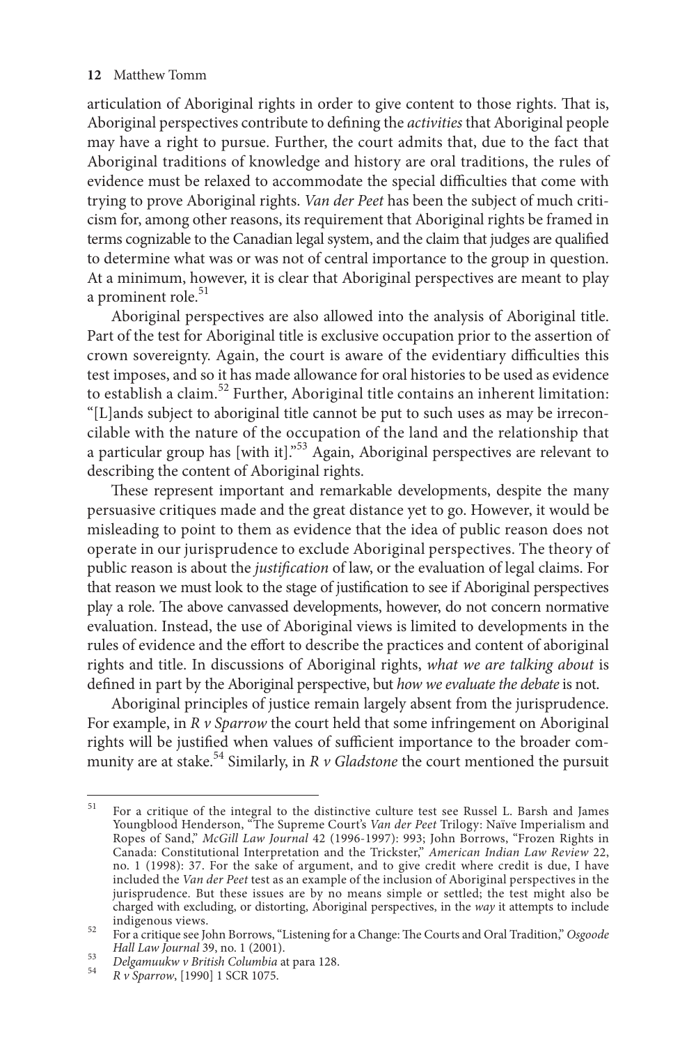articulation of Aboriginal rights in order to give content to those rights. That is, Aboriginal perspectives contribute to defining the *activities* that Aboriginal people may have a right to pursue. Further, the court admits that, due to the fact that Aboriginal traditions of knowledge and history are oral traditions, the rules of evidence must be relaxed to accommodate the special difficulties that come with trying to prove Aboriginal rights. *Van der Peet* has been the subject of much criticism for, among other reasons, its requirement that Aboriginal rights be framed in terms cognizable to the Canadian legal system, and the claim that judges are qualified to determine what was or was not of central importance to the group in question. At a minimum, however, it is clear that Aboriginal perspectives are meant to play a prominent role.[51]

Aboriginal perspectives are also allowed into the analysis of Aboriginal title. Part of the test for Aboriginal title is exclusive occupation prior to the assertion of crown sovereignty. Again, the court is aware of the evidentiary difficulties this test imposes, and so it has made allowance for oral histories to be used as evidence to establish a claim.[52] Further, Aboriginal title contains an inherent limitation: "[L]ands subject to aboriginal title cannot be put to such uses as may be irreconcilable with the nature of the occupation of the land and the relationship that a particular group has [with it]."[53] Again, Aboriginal perspectives are relevant to describing the content of Aboriginal rights.

These represent important and remarkable developments, despite the many persuasive critiques made and the great distance yet to go. However, it would be misleading to point to them as evidence that the idea of public reason does not operate in our jurisprudence to exclude Aboriginal perspectives. The theory of public reason is about the *justification* of law, or the evaluation of legal claims. For that reason we must look to the stage of justification to see if Aboriginal perspectives play a role. The above canvassed developments, however, do not concern normative evaluation. Instead, the use of Aboriginal views is limited to developments in the rules of evidence and the effort to describe the practices and content of aboriginal rights and title. In discussions of Aboriginal rights, *what we are talking about* is defined in part by the Aboriginal perspective, but *how we evaluate the debate* is not.

Aboriginal principles of justice remain largely absent from the jurisprudence. For example, in *R v Sparrow* the court held that some infringement on Aboriginal rights will be justified when values of sufficient importance to the broader community are at stake.[54] Similarly, in *R v Gladstone* the court mentioned the pursuit

---

[51] For a critique of the integral to the distinctive culture test see Russel L. Barsh and James Youngblood Henderson, "The Supreme Court's *Van der Peet* Trilogy: Naïve Imperialism and Ropes of Sand," *McGill Law Journal* 42 (1996-1997): 993; John Borrows, "Frozen Rights in Canada: Constitutional Interpretation and the Trickster," *American Indian Law Review* 22, no. 1 (1998): 37. For the sake of argument, and to give credit where credit is due, I have included the *Van der Peet* test as an example of the inclusion of Aboriginal perspectives in the jurisprudence. But these issues are by no means simple or settled; the test might also be charged with excluding, or distorting, Aboriginal perspectives, in the *way* it attempts to include indigenous views.

[52] For a critique see John Borrows, "Listening for a Change: The Courts and Oral Tradition," *Osgoode Hall Law Journal* 39, no. 1 (2001).

[53] *Delgamuukw v British Columbia* at para 128.

[54] *R v Sparrow*, [1990] 1 SCR 1075.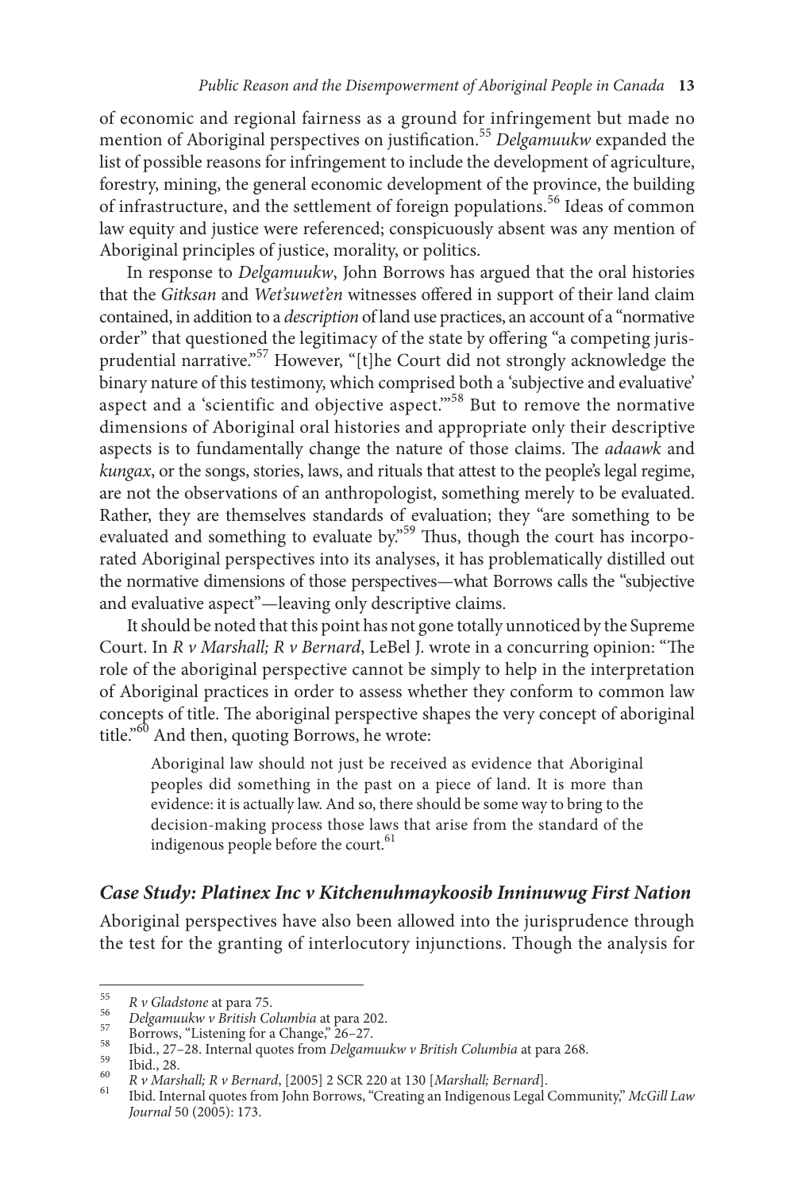of economic and regional fairness as a ground for infringement but made no mention of Aboriginal perspectives on justification.[55] *Delgamuukw* expanded the list of possible reasons for infringement to include the development of agriculture, forestry, mining, the general economic development of the province, the building of infrastructure, and the settlement of foreign populations.[56] Ideas of common law equity and justice were referenced; conspicuously absent was any mention of Aboriginal principles of justice, morality, or politics.

In response to *Delgamuukw*, John Borrows has argued that the oral histories that the *Gitksan* and *Wet'suwet'en* witnesses offered in support of their land claim contained, in addition to a *description* of land use practices, an account of a "normative order" that questioned the legitimacy of the state by offering "a competing jurisprudential narrative."[57] However, "[t]he Court did not strongly acknowledge the binary nature of this testimony, which comprised both a 'subjective and evaluative' aspect and a 'scientific and objective aspect.'"[58] But to remove the normative dimensions of Aboriginal oral histories and appropriate only their descriptive aspects is to fundamentally change the nature of those claims. The *adaawk* and *kungax*, or the songs, stories, laws, and rituals that attest to the people's legal regime, are not the observations of an anthropologist, something merely to be evaluated. Rather, they are themselves standards of evaluation; they "are something to be evaluated and something to evaluate by."[59] Thus, though the court has incorporated Aboriginal perspectives into its analyses, it has problematically distilled out the normative dimensions of those perspectives—what Borrows calls the "subjective and evaluative aspect"—leaving only descriptive claims.

It should be noted that this point has not gone totally unnoticed by the Supreme Court. In *R v Marshall; R v Bernard*, LeBel J. wrote in a concurring opinion: "The role of the aboriginal perspective cannot be simply to help in the interpretation of Aboriginal practices in order to assess whether they conform to common law concepts of title. The aboriginal perspective shapes the very concept of aboriginal title."[60] And then, quoting Borrows, he wrote:

> Aboriginal law should not just be received as evidence that Aboriginal peoples did something in the past on a piece of land. It is more than evidence: it is actually law. And so, there should be some way to bring to the decision-making process those laws that arise from the standard of the indigenous people before the court.[61]

### *Case Study: Platinex Inc v Kitchenuhmaykoosib Inninuwug First Nation*

Aboriginal perspectives have also been allowed into the jurisprudence through the test for the granting of interlocutory injunctions. Though the analysis for

---

[55] *R v Gladstone* at para 75.

[56] *Delgamuukw v British Columbia* at para 202.

[57] Borrows, "Listening for a Change," 26–27.

[58] Ibid., 27–28. Internal quotes from *Delgamuukw v British Columbia* at para 268.

[59] Ibid., 28.

[60] *R v Marshall; R v Bernard*, [2005] 2 SCR 220 at 130 [*Marshall; Bernard*].

[61] Ibid. Internal quotes from John Borrows, "Creating an Indigenous Legal Community," *McGill Law Journal* 50 (2005): 173.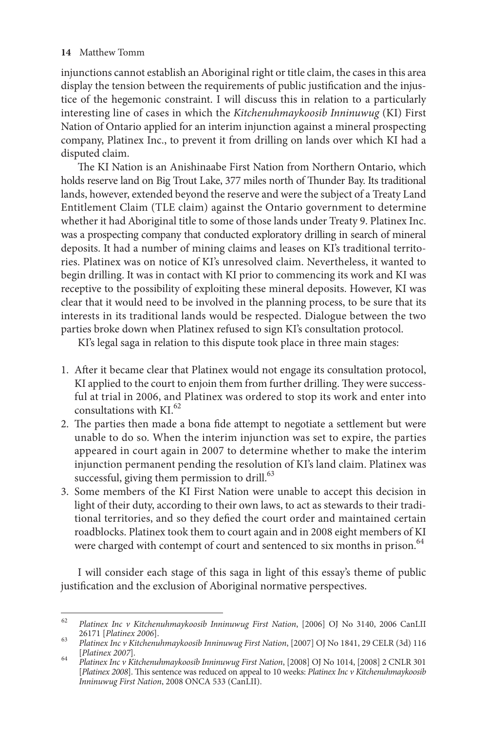injunctions cannot establish an Aboriginal right or title claim, the cases in this area display the tension between the requirements of public justification and the injustice of the hegemonic constraint. I will discuss this in relation to a particularly interesting line of cases in which the *Kitchenuhmaykoosib Inninuwug* (KI) First Nation of Ontario applied for an interim injunction against a mineral prospecting company, Platinex Inc., to prevent it from drilling on lands over which KI had a disputed claim.

The KI Nation is an Anishinaabe First Nation from Northern Ontario, which holds reserve land on Big Trout Lake, 377 miles north of Thunder Bay. Its traditional lands, however, extended beyond the reserve and were the subject of a Treaty Land Entitlement Claim (TLE claim) against the Ontario government to determine whether it had Aboriginal title to some of those lands under Treaty 9. Platinex Inc. was a prospecting company that conducted exploratory drilling in search of mineral deposits. It had a number of mining claims and leases on KI's traditional territories. Platinex was on notice of KI's unresolved claim. Nevertheless, it wanted to begin drilling. It was in contact with KI prior to commencing its work and KI was receptive to the possibility of exploiting these mineral deposits. However, KI was clear that it would need to be involved in the planning process, to be sure that its interests in its traditional lands would be respected. Dialogue between the two parties broke down when Platinex refused to sign KI's consultation protocol.

KI's legal saga in relation to this dispute took place in three main stages:

1. After it became clear that Platinex would not engage its consultation protocol, KI applied to the court to enjoin them from further drilling. They were successful at trial in 2006, and Platinex was ordered to stop its work and enter into consultations with KI.[62]
2. The parties then made a bona fide attempt to negotiate a settlement but were unable to do so. When the interim injunction was set to expire, the parties appeared in court again in 2007 to determine whether to make the interim injunction permanent pending the resolution of KI's land claim. Platinex was successful, giving them permission to drill.[63]
3. Some members of the KI First Nation were unable to accept this decision in light of their duty, according to their own laws, to act as stewards to their traditional territories, and so they defied the court order and maintained certain roadblocks. Platinex took them to court again and in 2008 eight members of KI were charged with contempt of court and sentenced to six months in prison.[64]

I will consider each stage of this saga in light of this essay's theme of public justification and the exclusion of Aboriginal normative perspectives.

---

[62] *Platinex Inc v Kitchenuhmaykoosib Inninuwug First Nation*, [2006] OJ No 3140, 2006 CanLII 26171 [*Platinex 2006*].

[63] *Platinex Inc v Kitchenuhmaykoosib Inninuwug First Nation*, [2007] OJ No 1841, 29 CELR (3d) 116 [*Platinex 2007*].

[64] *Platinex Inc v Kitchenuhmaykoosib Inninuwug First Nation*, [2008] OJ No 1014, [2008] 2 CNLR 301 [*Platinex 2008*]. This sentence was reduced on appeal to 10 weeks: *Platinex Inc v Kitchenuhmaykoosib Inninuwug First Nation*, 2008 ONCA 533 (CanLII).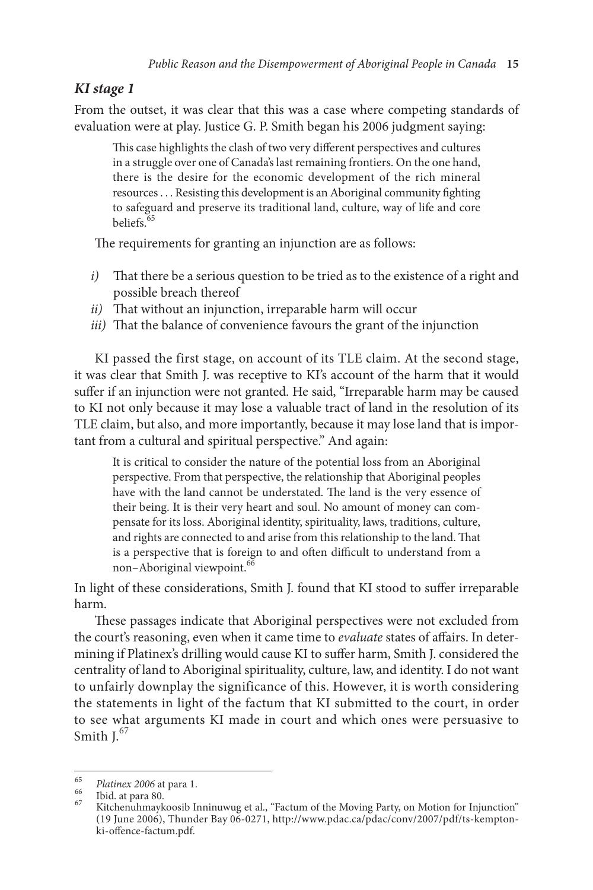### *KI stage 1*

From the outset, it was clear that this was a case where competing standards of evaluation were at play. Justice G. P. Smith began his 2006 judgment saying:

> This case highlights the clash of two very different perspectives and cultures in a struggle over one of Canada's last remaining frontiers. On the one hand, there is the desire for the economic development of the rich mineral resources . . . Resisting this development is an Aboriginal community fighting to safeguard and preserve its traditional land, culture, way of life and core beliefs.[65]

The requirements for granting an injunction are as follows:

*i)* That there be a serious question to be tried as to the existence of a right and possible breach thereof
*ii)* That without an injunction, irreparable harm will occur
*iii)* That the balance of convenience favours the grant of the injunction

KI passed the first stage, on account of its TLE claim. At the second stage, it was clear that Smith J. was receptive to KI's account of the harm that it would suffer if an injunction were not granted. He said, "Irreparable harm may be caused to KI not only because it may lose a valuable tract of land in the resolution of its TLE claim, but also, and more importantly, because it may lose land that is important from a cultural and spiritual perspective." And again:

> It is critical to consider the nature of the potential loss from an Aboriginal perspective. From that perspective, the relationship that Aboriginal peoples have with the land cannot be understated. The land is the very essence of their being. It is their very heart and soul. No amount of money can compensate for its loss. Aboriginal identity, spirituality, laws, traditions, culture, and rights are connected to and arise from this relationship to the land. That is a perspective that is foreign to and often difficult to understand from a non–Aboriginal viewpoint.[66]

In light of these considerations, Smith J. found that KI stood to suffer irreparable harm.

These passages indicate that Aboriginal perspectives were not excluded from the court's reasoning, even when it came time to *evaluate* states of affairs. In determining if Platinex's drilling would cause KI to suffer harm, Smith J. considered the centrality of land to Aboriginal spirituality, culture, law, and identity. I do not want to unfairly downplay the significance of this. However, it is worth considering the statements in light of the factum that KI submitted to the court, in order to see what arguments KI made in court and which ones were persuasive to Smith J.[67]

---

[65] *Platinex 2006* at para 1.

[66] Ibid. at para 80.

[67] Kitchenuhmaykoosib Inninuwug et al., "Factum of the Moving Party, on Motion for Injunction" (19 June 2006), Thunder Bay 06-0271, http://www.pdac.ca/pdac/conv/2007/pdf/ts-kempton-ki-offence-factum.pdf.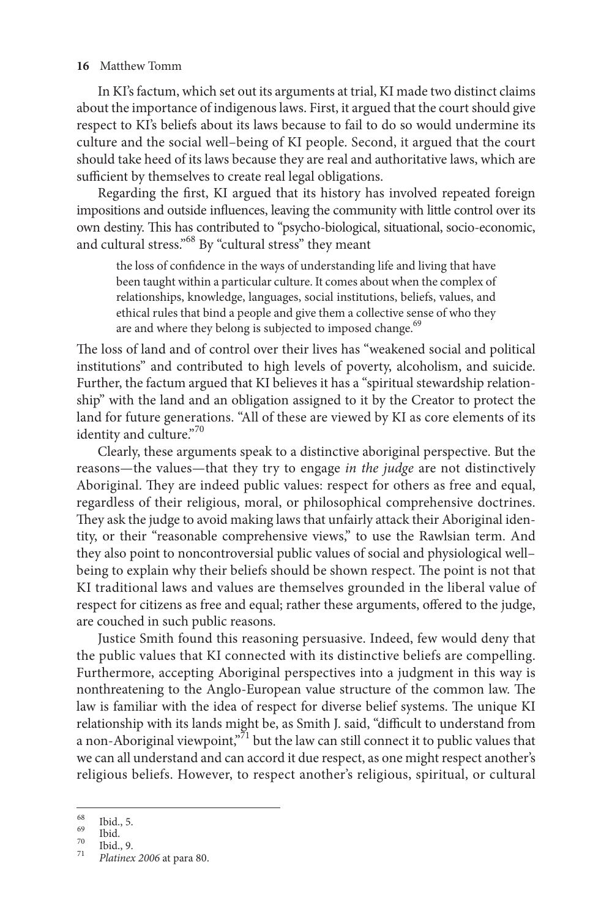In KI's factum, which set out its arguments at trial, KI made two distinct claims about the importance of indigenous laws. First, it argued that the court should give respect to KI's beliefs about its laws because to fail to do so would undermine its culture and the social well–being of KI people. Second, it argued that the court should take heed of its laws because they are real and authoritative laws, which are sufficient by themselves to create real legal obligations.

Regarding the first, KI argued that its history has involved repeated foreign impositions and outside influences, leaving the community with little control over its own destiny. This has contributed to "psycho-biological, situational, socio-economic, and cultural stress."[68] By "cultural stress" they meant

> the loss of confidence in the ways of understanding life and living that have been taught within a particular culture. It comes about when the complex of relationships, knowledge, languages, social institutions, beliefs, values, and ethical rules that bind a people and give them a collective sense of who they are and where they belong is subjected to imposed change.[69]

The loss of land and of control over their lives has "weakened social and political institutions" and contributed to high levels of poverty, alcoholism, and suicide. Further, the factum argued that KI believes it has a "spiritual stewardship relationship" with the land and an obligation assigned to it by the Creator to protect the land for future generations. "All of these are viewed by KI as core elements of its identity and culture."[70]

Clearly, these arguments speak to a distinctive aboriginal perspective. But the reasons—the values—that they try to engage *in the judge* are not distinctively Aboriginal. They are indeed public values: respect for others as free and equal, regardless of their religious, moral, or philosophical comprehensive doctrines. They ask the judge to avoid making laws that unfairly attack their Aboriginal identity, or their "reasonable comprehensive views," to use the Rawlsian term. And they also point to noncontroversial public values of social and physiological well–being to explain why their beliefs should be shown respect. The point is not that KI traditional laws and values are themselves grounded in the liberal value of respect for citizens as free and equal; rather these arguments, offered to the judge, are couched in such public reasons.

Justice Smith found this reasoning persuasive. Indeed, few would deny that the public values that KI connected with its distinctive beliefs are compelling. Furthermore, accepting Aboriginal perspectives into a judgment in this way is nonthreatening to the Anglo-European value structure of the common law. The law is familiar with the idea of respect for diverse belief systems. The unique KI relationship with its lands might be, as Smith J. said, "difficult to understand from a non-Aboriginal viewpoint,"[71] but the law can still connect it to public values that we can all understand and can accord it due respect, as one might respect another's religious beliefs. However, to respect another's religious, spiritual, or cultural

---

[68] Ibid., 5.

[69] Ibid.

[70] Ibid., 9.

[71] *Platinex 2006* at para 80.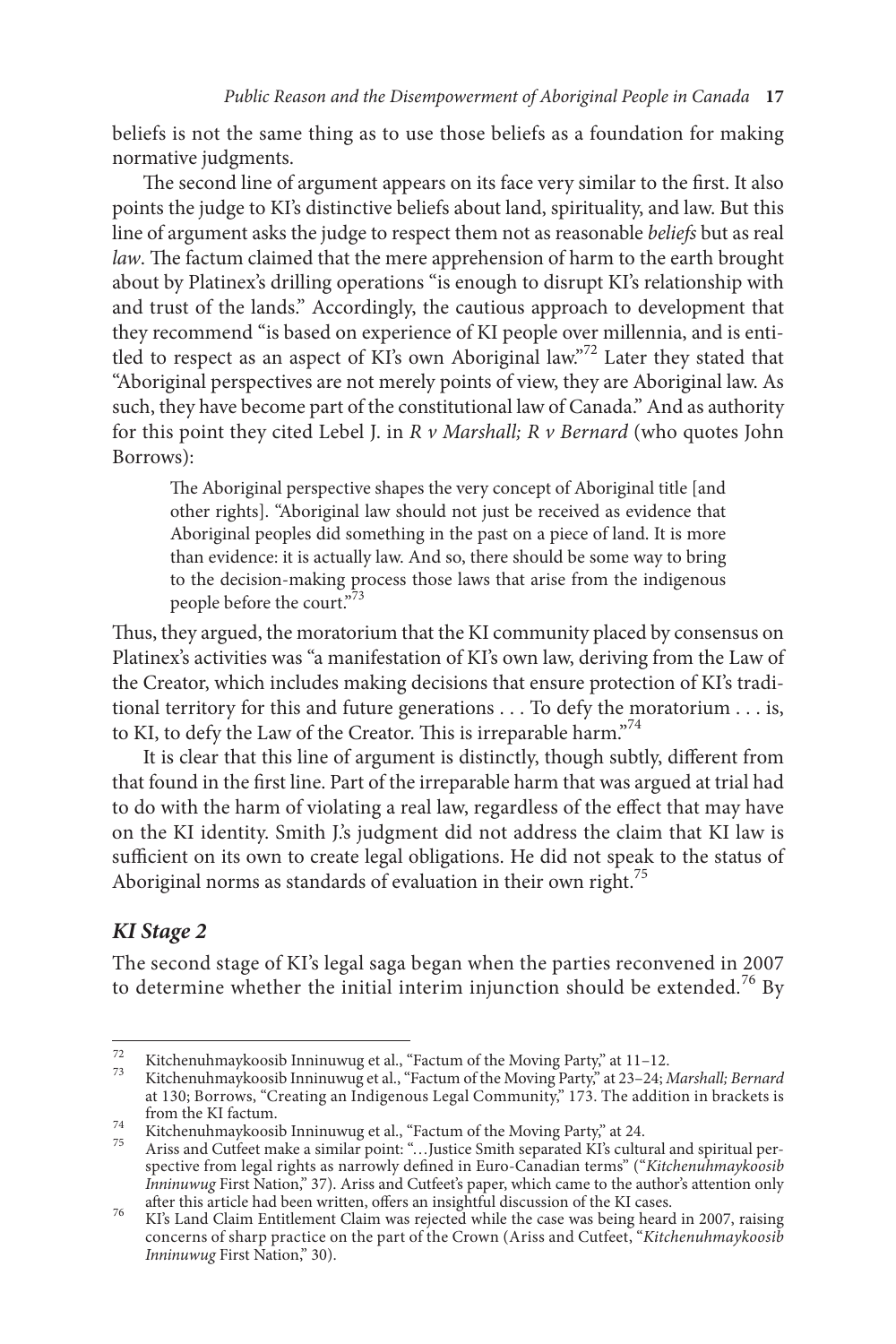beliefs is not the same thing as to use those beliefs as a foundation for making normative judgments.

The second line of argument appears on its face very similar to the first. It also points the judge to KI's distinctive beliefs about land, spirituality, and law. But this line of argument asks the judge to respect them not as reasonable *beliefs* but as real *law*. The factum claimed that the mere apprehension of harm to the earth brought about by Platinex's drilling operations "is enough to disrupt KI's relationship with and trust of the lands." Accordingly, the cautious approach to development that they recommend "is based on experience of KI people over millennia, and is entitled to respect as an aspect of KI's own Aboriginal law."[72] Later they stated that "Aboriginal perspectives are not merely points of view, they are Aboriginal law. As such, they have become part of the constitutional law of Canada." And as authority for this point they cited Lebel J. in *R v Marshall; R v Bernard* (who quotes John Borrows):

> The Aboriginal perspective shapes the very concept of Aboriginal title [and other rights]. "Aboriginal law should not just be received as evidence that Aboriginal peoples did something in the past on a piece of land. It is more than evidence: it is actually law. And so, there should be some way to bring to the decision-making process those laws that arise from the indigenous people before the court."[73]

Thus, they argued, the moratorium that the KI community placed by consensus on Platinex's activities was "a manifestation of KI's own law, deriving from the Law of the Creator, which includes making decisions that ensure protection of KI's traditional territory for this and future generations . . . To defy the moratorium . . . is, to KI, to defy the Law of the Creator. This is irreparable harm."[74]

It is clear that this line of argument is distinctly, though subtly, different from that found in the first line. Part of the irreparable harm that was argued at trial had to do with the harm of violating a real law, regardless of the effect that may have on the KI identity. Smith J.'s judgment did not address the claim that KI law is sufficient on its own to create legal obligations. He did not speak to the status of Aboriginal norms as standards of evaluation in their own right.[75]

## *KI Stage 2*

The second stage of KI's legal saga began when the parties reconvened in 2007 to determine whether the initial interim injunction should be extended.[76] By

---

[72] Kitchenuhmaykoosib Inninuwug et al., "Factum of the Moving Party," at 11–12.

[73] Kitchenuhmaykoosib Inninuwug et al., "Factum of the Moving Party," at 23–24; *Marshall; Bernard* at 130; Borrows, "Creating an Indigenous Legal Community," 173. The addition in brackets is from the KI factum.

[74] Kitchenuhmaykoosib Inninuwug et al., "Factum of the Moving Party," at 24.

[75] Ariss and Cutfeet make a similar point: "…Justice Smith separated KI's cultural and spiritual perspective from legal rights as narrowly defined in Euro-Canadian terms" ("*Kitchenuhmaykoosib Inninuwug* First Nation," 37). Ariss and Cutfeet's paper, which came to the author's attention only after this article had been written, offers an insightful discussion of the KI cases.

[76] KI's Land Claim Entitlement Claim was rejected while the case was being heard in 2007, raising concerns of sharp practice on the part of the Crown (Ariss and Cutfeet, "*Kitchenuhmaykoosib Inninuwug* First Nation," 30).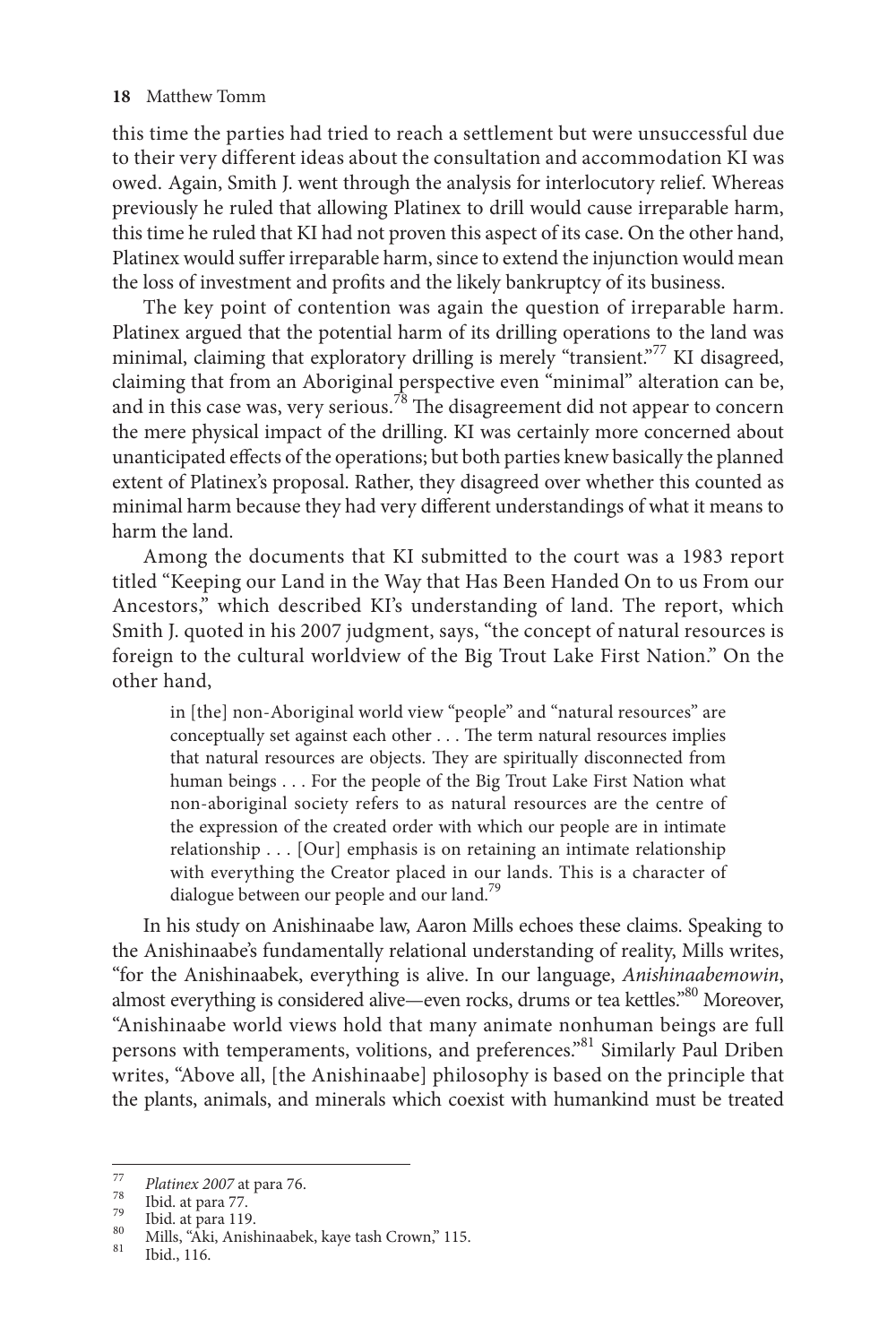this time the parties had tried to reach a settlement but were unsuccessful due to their very different ideas about the consultation and accommodation KI was owed. Again, Smith J. went through the analysis for interlocutory relief. Whereas previously he ruled that allowing Platinex to drill would cause irreparable harm, this time he ruled that KI had not proven this aspect of its case. On the other hand, Platinex would suffer irreparable harm, since to extend the injunction would mean the loss of investment and profits and the likely bankruptcy of its business.

The key point of contention was again the question of irreparable harm. Platinex argued that the potential harm of its drilling operations to the land was minimal, claiming that exploratory drilling is merely "transient."[77] KI disagreed, claiming that from an Aboriginal perspective even "minimal" alteration can be, and in this case was, very serious.[78] The disagreement did not appear to concern the mere physical impact of the drilling. KI was certainly more concerned about unanticipated effects of the operations; but both parties knew basically the planned extent of Platinex's proposal. Rather, they disagreed over whether this counted as minimal harm because they had very different understandings of what it means to harm the land.

Among the documents that KI submitted to the court was a 1983 report titled "Keeping our Land in the Way that Has Been Handed On to us From our Ancestors," which described KI's understanding of land. The report, which Smith J. quoted in his 2007 judgment, says, "the concept of natural resources is foreign to the cultural worldview of the Big Trout Lake First Nation." On the other hand,

> in [the] non-Aboriginal world view "people" and "natural resources" are conceptually set against each other . . . The term natural resources implies that natural resources are objects. They are spiritually disconnected from human beings . . . For the people of the Big Trout Lake First Nation what non-aboriginal society refers to as natural resources are the centre of the expression of the created order with which our people are in intimate relationship . . . [Our] emphasis is on retaining an intimate relationship with everything the Creator placed in our lands. This is a character of dialogue between our people and our land.[79]

In his study on Anishinaabe law, Aaron Mills echoes these claims. Speaking to the Anishinaabe's fundamentally relational understanding of reality, Mills writes, "for the Anishinaabek, everything is alive. In our language, *Anishinaabemowin*, almost everything is considered alive—even rocks, drums or tea kettles."[80] Moreover, "Anishinaabe world views hold that many animate nonhuman beings are full persons with temperaments, volitions, and preferences."[81] Similarly Paul Driben writes, "Above all, [the Anishinaabe] philosophy is based on the principle that the plants, animals, and minerals which coexist with humankind must be treated

---

[77] *Platinex 2007* at para 76.

[78] Ibid. at para 77.

[79] Ibid. at para 119.

[80] Mills, "Aki, Anishinaabek, kaye tash Crown," 115.

[81] Ibid., 116.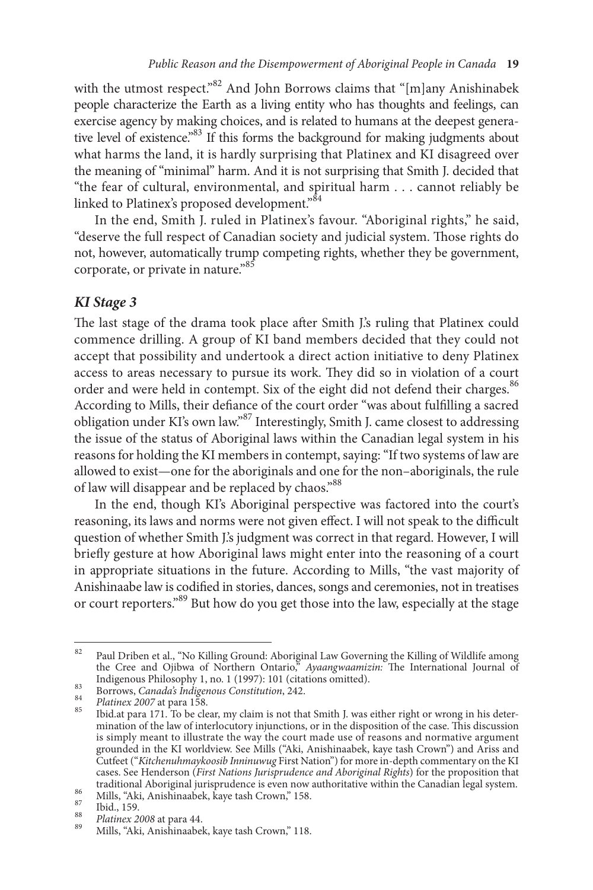with the utmost respect."[82] And John Borrows claims that "[m]any Anishinabek people characterize the Earth as a living entity who has thoughts and feelings, can exercise agency by making choices, and is related to humans at the deepest generative level of existence."[83] If this forms the background for making judgments about what harms the land, it is hardly surprising that Platinex and KI disagreed over the meaning of "minimal" harm. And it is not surprising that Smith J. decided that "the fear of cultural, environmental, and spiritual harm . . . cannot reliably be linked to Platinex's proposed development."[84]

In the end, Smith J. ruled in Platinex's favour. "Aboriginal rights," he said, "deserve the full respect of Canadian society and judicial system. Those rights do not, however, automatically trump competing rights, whether they be government, corporate, or private in nature."[85]

### *KI Stage 3*

The last stage of the drama took place after Smith J.'s ruling that Platinex could commence drilling. A group of KI band members decided that they could not accept that possibility and undertook a direct action initiative to deny Platinex access to areas necessary to pursue its work. They did so in violation of a court order and were held in contempt. Six of the eight did not defend their charges.[86] According to Mills, their defiance of the court order "was about fulfilling a sacred obligation under KI's own law."[87] Interestingly, Smith J. came closest to addressing the issue of the status of Aboriginal laws within the Canadian legal system in his reasons for holding the KI members in contempt, saying: "If two systems of law are allowed to exist—one for the aboriginals and one for the non–aboriginals, the rule of law will disappear and be replaced by chaos."[88]

In the end, though KI's Aboriginal perspective was factored into the court's reasoning, its laws and norms were not given effect. I will not speak to the difficult question of whether Smith J.'s judgment was correct in that regard. However, I will briefly gesture at how Aboriginal laws might enter into the reasoning of a court in appropriate situations in the future. According to Mills, "the vast majority of Anishinaabe law is codified in stories, dances, songs and ceremonies, not in treatises or court reporters."[89] But how do you get those into the law, especially at the stage

---

[82] Paul Driben et al., "No Killing Ground: Aboriginal Law Governing the Killing of Wildlife among the Cree and Ojibwa of Northern Ontario," *Ayaangwaamizin:* The International Journal of Indigenous Philosophy 1, no. 1 (1997): 101 (citations omitted).

[83] Borrows, *Canada's Indigenous Constitution*, 242.

[84] *Platinex 2007* at para 158.

[85] Ibid.at para 171. To be clear, my claim is not that Smith J. was either right or wrong in his determination of the law of interlocutory injunctions, or in the disposition of the case. This discussion is simply meant to illustrate the way the court made use of reasons and normative argument grounded in the KI worldview. See Mills ("Aki, Anishinaabek, kaye tash Crown") and Ariss and Cutfeet ("*Kitchenuhmaykoosib Inninuwug* First Nation") for more in-depth commentary on the KI cases. See Henderson (*First Nations Jurisprudence and Aboriginal Rights*) for the proposition that traditional Aboriginal jurisprudence is even now authoritative within the Canadian legal system.

[86] Mills, "Aki, Anishinaabek, kaye tash Crown," 158.

[87] Ibid., 159.

[88] *Platinex 2008* at para 44.

[89] Mills, "Aki, Anishinaabek, kaye tash Crown," 118.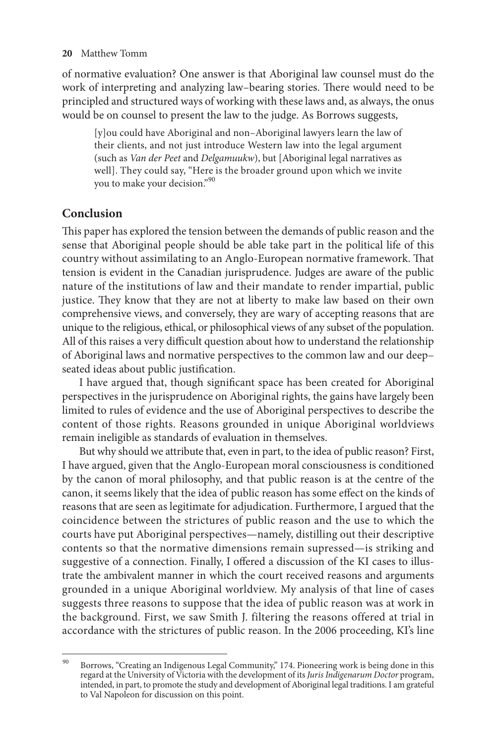of normative evaluation? One answer is that Aboriginal law counsel must do the work of interpreting and analyzing law–bearing stories. There would need to be principled and structured ways of working with these laws and, as always, the onus would be on counsel to present the law to the judge. As Borrows suggests,

> [y]ou could have Aboriginal and non–Aboriginal lawyers learn the law of their clients, and not just introduce Western law into the legal argument (such as *Van der Peet* and *Delgamuukw*), but [Aboriginal legal narratives as well]. They could say, "Here is the broader ground upon which we invite you to make your decision."[90]

## Conclusion

This paper has explored the tension between the demands of public reason and the sense that Aboriginal people should be able take part in the political life of this country without assimilating to an Anglo-European normative framework. That tension is evident in the Canadian jurisprudence. Judges are aware of the public nature of the institutions of law and their mandate to render impartial, public justice. They know that they are not at liberty to make law based on their own comprehensive views, and conversely, they are wary of accepting reasons that are unique to the religious, ethical, or philosophical views of any subset of the population. All of this raises a very difficult question about how to understand the relationship of Aboriginal laws and normative perspectives to the common law and our deep–seated ideas about public justification.

I have argued that, though significant space has been created for Aboriginal perspectives in the jurisprudence on Aboriginal rights, the gains have largely been limited to rules of evidence and the use of Aboriginal perspectives to describe the content of those rights. Reasons grounded in unique Aboriginal worldviews remain ineligible as standards of evaluation in themselves.

But why should we attribute that, even in part, to the idea of public reason? First, I have argued, given that the Anglo-European moral consciousness is conditioned by the canon of moral philosophy, and that public reason is at the centre of the canon, it seems likely that the idea of public reason has some effect on the kinds of reasons that are seen as legitimate for adjudication. Furthermore, I argued that the coincidence between the strictures of public reason and the use to which the courts have put Aboriginal perspectives—namely, distilling out their descriptive contents so that the normative dimensions remain supressed—is striking and suggestive of a connection. Finally, I offered a discussion of the KI cases to illustrate the ambivalent manner in which the court received reasons and arguments grounded in a unique Aboriginal worldview. My analysis of that line of cases suggests three reasons to suppose that the idea of public reason was at work in the background. First, we saw Smith J. filtering the reasons offered at trial in accordance with the strictures of public reason. In the 2006 proceeding, KI's line

---

[90] Borrows, "Creating an Indigenous Legal Community," 174. Pioneering work is being done in this regard at the University of Victoria with the development of its *Juris Indigenarum Doctor* program, intended, in part, to promote the study and development of Aboriginal legal traditions. I am grateful to Val Napoleon for discussion on this point.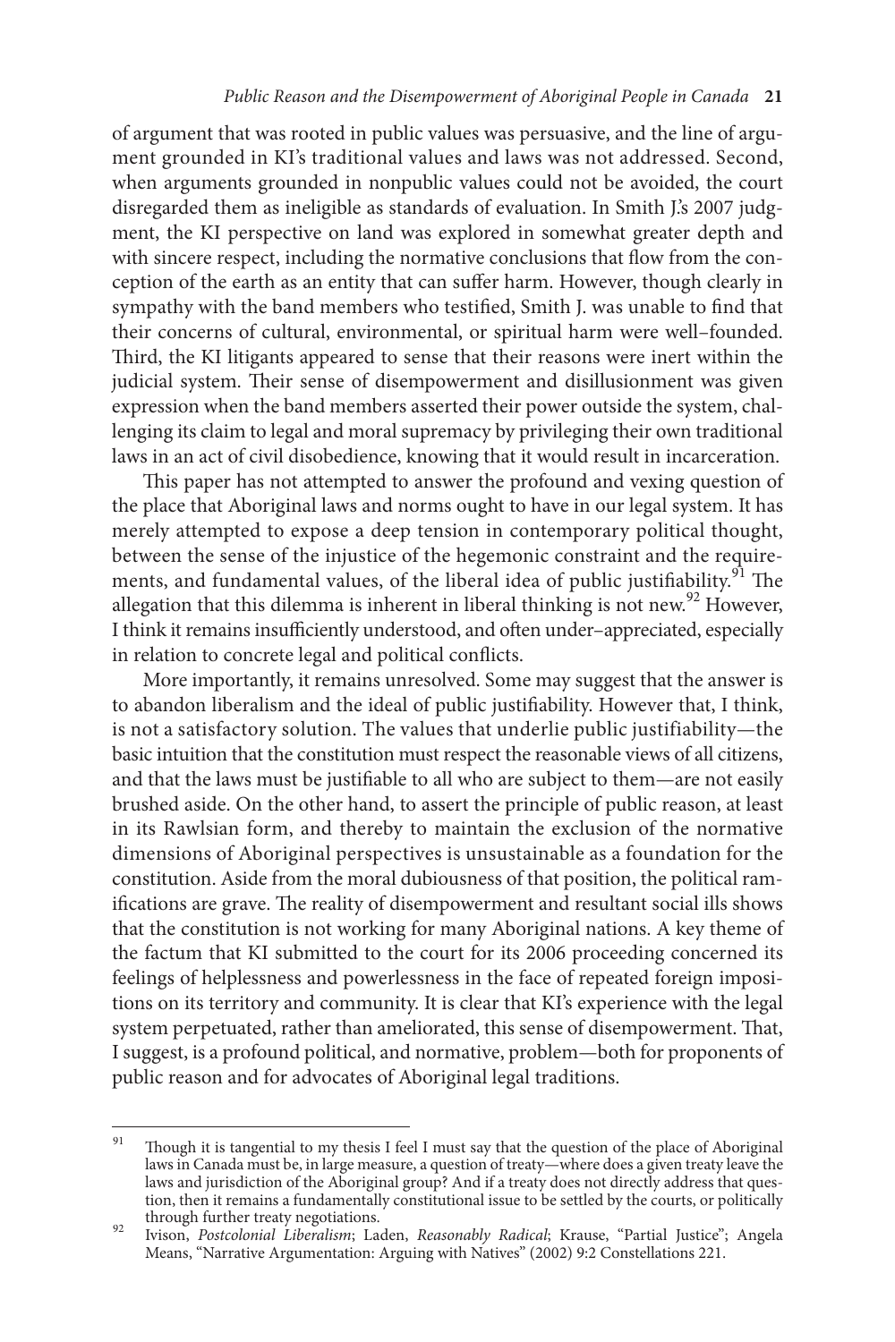of argument that was rooted in public values was persuasive, and the line of argument grounded in KI's traditional values and laws was not addressed. Second, when arguments grounded in nonpublic values could not be avoided, the court disregarded them as ineligible as standards of evaluation. In Smith J.'s 2007 judgment, the KI perspective on land was explored in somewhat greater depth and with sincere respect, including the normative conclusions that flow from the conception of the earth as an entity that can suffer harm. However, though clearly in sympathy with the band members who testified, Smith J. was unable to find that their concerns of cultural, environmental, or spiritual harm were well–founded. Third, the KI litigants appeared to sense that their reasons were inert within the judicial system. Their sense of disempowerment and disillusionment was given expression when the band members asserted their power outside the system, challenging its claim to legal and moral supremacy by privileging their own traditional laws in an act of civil disobedience, knowing that it would result in incarceration.

This paper has not attempted to answer the profound and vexing question of the place that Aboriginal laws and norms ought to have in our legal system. It has merely attempted to expose a deep tension in contemporary political thought, between the sense of the injustice of the hegemonic constraint and the requirements, and fundamental values, of the liberal idea of public justifiability.[91] The allegation that this dilemma is inherent in liberal thinking is not new.[92] However, I think it remains insufficiently understood, and often under–appreciated, especially in relation to concrete legal and political conflicts.

More importantly, it remains unresolved. Some may suggest that the answer is to abandon liberalism and the ideal of public justifiability. However that, I think, is not a satisfactory solution. The values that underlie public justifiability—the basic intuition that the constitution must respect the reasonable views of all citizens, and that the laws must be justifiable to all who are subject to them—are not easily brushed aside. On the other hand, to assert the principle of public reason, at least in its Rawlsian form, and thereby to maintain the exclusion of the normative dimensions of Aboriginal perspectives is unsustainable as a foundation for the constitution. Aside from the moral dubiousness of that position, the political ramifications are grave. The reality of disempowerment and resultant social ills shows that the constitution is not working for many Aboriginal nations. A key theme of the factum that KI submitted to the court for its 2006 proceeding concerned its feelings of helplessness and powerlessness in the face of repeated foreign impositions on its territory and community. It is clear that KI's experience with the legal system perpetuated, rather than ameliorated, this sense of disempowerment. That, I suggest, is a profound political, and normative, problem—both for proponents of public reason and for advocates of Aboriginal legal traditions.

---

[91] Though it is tangential to my thesis I feel I must say that the question of the place of Aboriginal laws in Canada must be, in large measure, a question of treaty—where does a given treaty leave the laws and jurisdiction of the Aboriginal group? And if a treaty does not directly address that question, then it remains a fundamentally constitutional issue to be settled by the courts, or politically through further treaty negotiations.

[92] Ivison, *Postcolonial Liberalism*; Laden, *Reasonably Radical*; Krause, "Partial Justice"; Angela Means, "Narrative Argumentation: Arguing with Natives" (2002) 9:2 Constellations 221.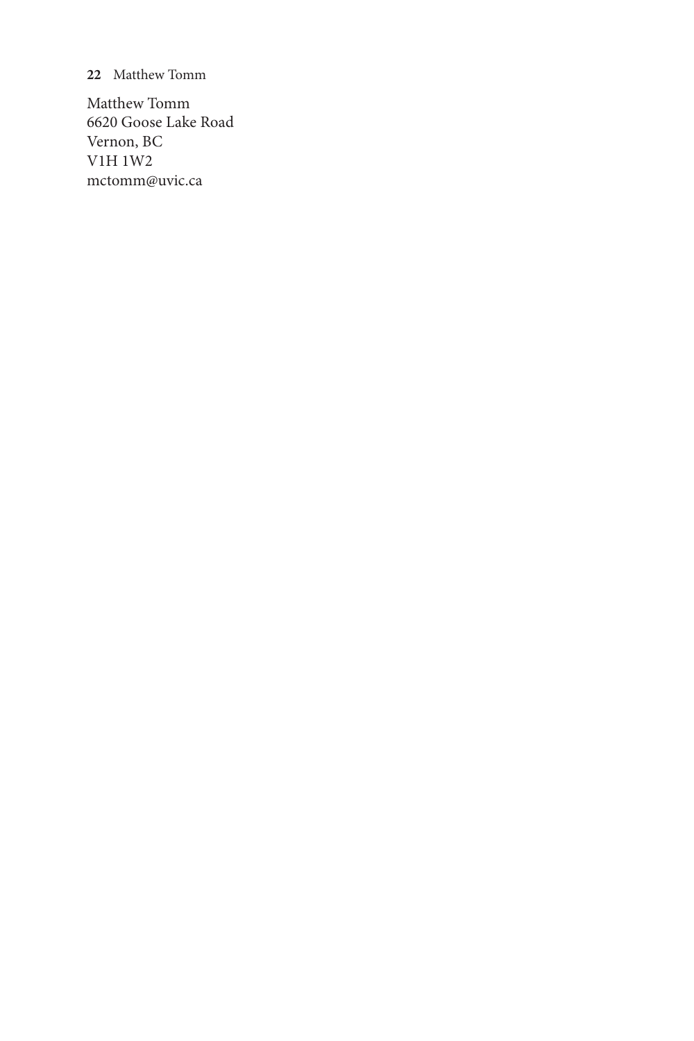Matthew Tomm
6620 Goose Lake Road
Vernon, BC
V1H 1W2
mctomm@uvic.ca